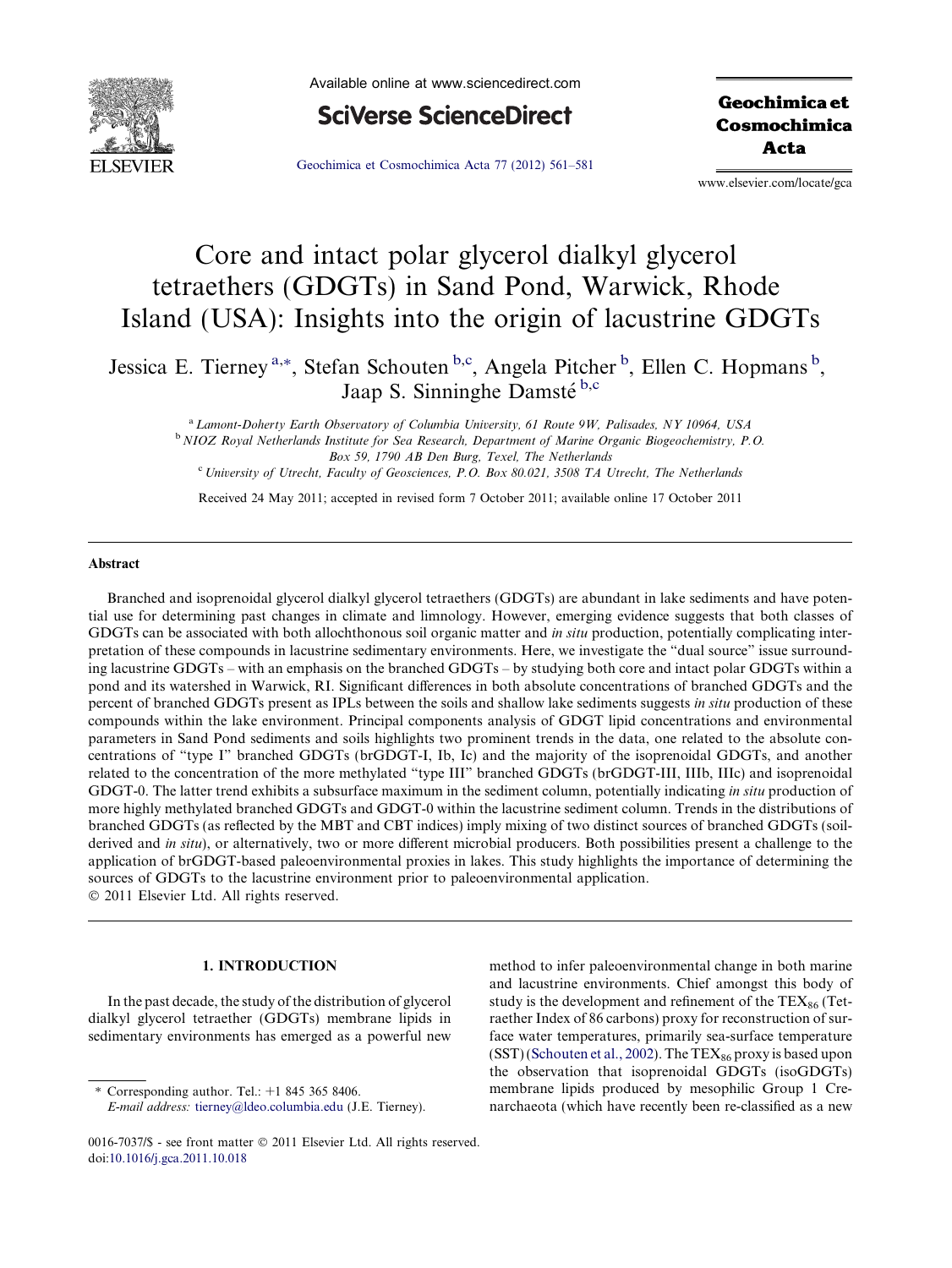# Core and intact polar glycerol dialkyl glycerol tetraethers (GDGTs) in Sand Pond, Warwick, Rhode Island (USA): Insights into the origin of lacustrine GDGTs

Jessica E. Tierney [a,*], Stefan Schouten [b,c], Angela Pitcher [b], Ellen C. Hopmans [b], Jaap S. Sinninghe Damsté [b,c]

[a] *Lamont-Doherty Earth Observatory of Columbia University, 61 Route 9W, Palisades, NY 10964, USA*

[b] *NIOZ Royal Netherlands Institute for Sea Research, Department of Marine Organic Biogeochemistry, P.O. Box 59, 1790 AB Den Burg, Texel, The Netherlands*

[c] *University of Utrecht, Faculty of Geosciences, P.O. Box 80.021, 3508 TA Utrecht, The Netherlands*

Received 24 May 2011; accepted in revised form 7 October 2011; available online 17 October 2011

## Abstract

Branched and isoprenoidal glycerol dialkyl glycerol tetraethers (GDGTs) are abundant in lake sediments and have potential use for determining past changes in climate and limnology. However, emerging evidence suggests that both classes of GDGTs can be associated with both allochthonous soil organic matter and *in situ* production, potentially complicating interpretation of these compounds in lacustrine sedimentary environments. Here, we investigate the "dual source" issue surrounding lacustrine GDGTs – with an emphasis on the branched GDGTs – by studying both core and intact polar GDGTs within a pond and its watershed in Warwick, RI. Significant differences in both absolute concentrations of branched GDGTs and the percent of branched GDGTs present as IPLs between the soils and shallow lake sediments suggests *in situ* production of these compounds within the lake environment. Principal components analysis of GDGT lipid concentrations and environmental parameters in Sand Pond sediments and soils highlights two prominent trends in the data, one related to the absolute concentrations of "type I" branched GDGTs (brGDGT-I, Ib, Ic) and the majority of the isoprenoidal GDGTs, and another related to the concentration of the more methylated "type III" branched GDGTs (brGDGT-III, IIIb, IIIc) and isoprenoidal GDGT-0. The latter trend exhibits a subsurface maximum in the sediment column, potentially indicating *in situ* production of more highly methylated branched GDGTs and GDGT-0 within the lacustrine sediment column. Trends in the distributions of branched GDGTs (as reflected by the MBT and CBT indices) imply mixing of two distinct sources of branched GDGTs (soil-derived and *in situ*), or alternatively, two or more different microbial producers. Both possibilities present a challenge to the application of brGDGT-based paleoenvironmental proxies in lakes. This study highlights the importance of determining the sources of GDGTs to the lacustrine environment prior to paleoenvironmental application.

© 2011 Elsevier Ltd. All rights reserved.

## 1. INTRODUCTION

In the past decade, the study of the distribution of glycerol dialkyl glycerol tetraether (GDGTs) membrane lipids in sedimentary environments has emerged as a powerful new method to infer paleoenvironmental change in both marine and lacustrine environments. Chief amongst this body of study is the development and refinement of the $TEX_{86}$ (Tetraether Index of 86 carbons) proxy for reconstruction of surface water temperatures, primarily sea-surface temperature (SST) (Schouten et al., 2002). The $TEX_{86}$ proxy is based upon the observation that isoprenoidal GDGTs (isoGDGTs) membrane lipids produced by mesophilic Group 1 Crenarchaeota (which have recently been re-classified as a new

* Corresponding author. Tel.: +1 845 365 8406.
*E-mail address:* tierney@ldeo.columbia.edu (J.E. Tierney).

0016-7037/$ - see front matter © 2011 Elsevier Ltd. All rights reserved.
doi:10.1016/j.gca.2011.10.018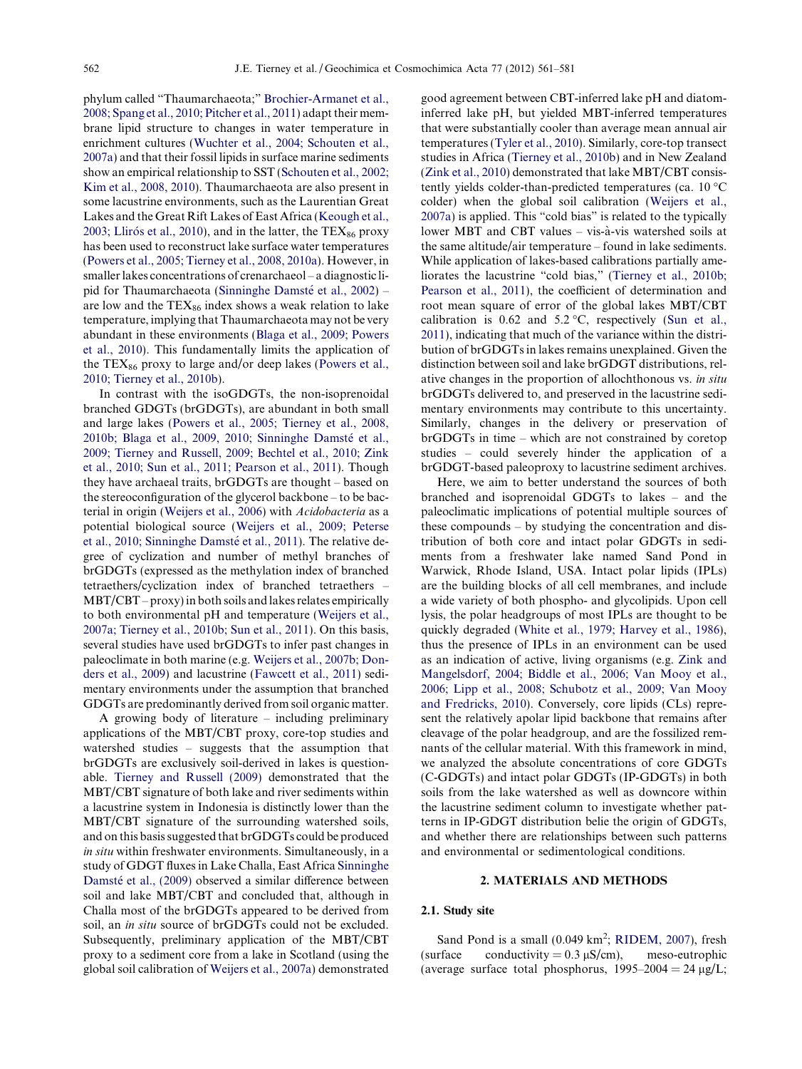phylum called "Thaumarchaeota;" Brochier-Armanet et al., 2008; Spang et al., 2010; Pitcher et al., 2011) adapt their membrane lipid structure to changes in water temperature in enrichment cultures (Wuchter et al., 2004; Schouten et al., 2007a) and that their fossil lipids in surface marine sediments show an empirical relationship to SST (Schouten et al., 2002; Kim et al., 2008, 2010). Thaumarchaeota are also present in some lacustrine environments, such as the Laurentian Great Lakes and the Great Rift Lakes of East Africa (Keough et al., 2003; Llirós et al., 2010), and in the latter, the $TEX_{86}$ proxy has been used to reconstruct lake surface water temperatures (Powers et al., 2005; Tierney et al., 2008, 2010a). However, in smaller lakes concentrations of crenarchaeol – a diagnostic lipid for Thaumarchaeota (Sinninghe Damsté et al., 2002) – are low and the $TEX_{86}$ index shows a weak relation to lake temperature, implying that Thaumarchaeota may not be very abundant in these environments (Blaga et al., 2009; Powers et al., 2010). This fundamentally limits the application of the $TEX_{86}$ proxy to large and/or deep lakes (Powers et al., 2010; Tierney et al., 2010b).

In contrast with the isoGDGTs, the non-isoprenoidal branched GDGTs (brGDGTs), are abundant in both small and large lakes (Powers et al., 2005; Tierney et al., 2008, 2010b; Blaga et al., 2009, 2010; Sinninghe Damsté et al., 2009; Tierney and Russell, 2009; Bechtel et al., 2010; Zink et al., 2010; Sun et al., 2011; Pearson et al., 2011). Though they have archaeal traits, brGDGTs are thought – based on the stereoconfiguration of the glycerol backbone – to be bacterial in origin (Weijers et al., 2006) with *Acidobacteria* as a potential biological source (Weijers et al., 2009; Peterse et al., 2010; Sinninghe Damsté et al., 2011). The relative degree of cyclization and number of methyl branches of brGDGTs (expressed as the methylation index of branched tetraethers/cyclization index of branched tetraethers – MBT/CBT – proxy) in both soils and lakes relates empirically to both environmental pH and temperature (Weijers et al., 2007a; Tierney et al., 2010b; Sun et al., 2011). On this basis, several studies have used brGDGTs to infer past changes in paleoclimate in both marine (e.g. Weijers et al., 2007b; Donders et al., 2009) and lacustrine (Fawcett et al., 2011) sedimentary environments under the assumption that branched GDGTs are predominantly derived from soil organic matter.

A growing body of literature – including preliminary applications of the MBT/CBT proxy, core-top studies and watershed studies – suggests that the assumption that brGDGTs are exclusively soil-derived in lakes is questionable. Tierney and Russell (2009) demonstrated that the MBT/CBT signature of both lake and river sediments within a lacustrine system in Indonesia is distinctly lower than the MBT/CBT signature of the surrounding watershed soils, and on this basis suggested that brGDGTs could be produced *in situ* within freshwater environments. Simultaneously, in a study of GDGT fluxes in Lake Challa, East Africa Sinninghe Damsté et al., (2009) observed a similar difference between soil and lake MBT/CBT and concluded that, although in Challa most of the brGDGTs appeared to be derived from soil, an *in situ* source of brGDGTs could not be excluded. Subsequently, preliminary application of the MBT/CBT proxy to a sediment core from a lake in Scotland (using the global soil calibration of Weijers et al., 2007a) demonstrated good agreement between CBT-inferred lake pH and diatom-inferred lake pH, but yielded MBT-inferred temperatures that were substantially cooler than average mean annual air temperatures (Tyler et al., 2010). Similarly, core-top transect studies in Africa (Tierney et al., 2010b) and in New Zealand (Zink et al., 2010) demonstrated that lake MBT/CBT consistently yields colder-than-predicted temperatures (ca. 10 °C colder) when the global soil calibration (Weijers et al., 2007a) is applied. This "cold bias" is related to the typically lower MBT and CBT values – vis-à-vis watershed soils at the same altitude/air temperature – found in lake sediments. While application of lakes-based calibrations partially ameliorates the lacustrine "cold bias," (Tierney et al., 2010b; Pearson et al., 2011), the coefficient of determination and root mean square of error of the global lakes MBT/CBT calibration is 0.62 and 5.2 °C, respectively (Sun et al., 2011), indicating that much of the variance within the distribution of brGDGTs in lakes remains unexplained. Given the distinction between soil and lake brGDGT distributions, relative changes in the proportion of allochthonous vs. *in situ* brGDGTs delivered to, and preserved in the lacustrine sedimentary environments may contribute to this uncertainty. Similarly, changes in the delivery or preservation of brGDGTs in time – which are not constrained by coretop studies – could severely hinder the application of a brGDGT-based paleoproxy to lacustrine sediment archives.

Here, we aim to better understand the sources of both branched and isoprenoidal GDGTs to lakes – and the paleoclimatic implications of potential multiple sources of these compounds – by studying the concentration and distribution of both core and intact polar GDGTs in sediments from a freshwater lake named Sand Pond in Warwick, Rhode Island, USA. Intact polar lipids (IPLs) are the building blocks of all cell membranes, and include a wide variety of both phospho- and glycolipids. Upon cell lysis, the polar headgroups of most IPLs are thought to be quickly degraded (White et al., 1979; Harvey et al., 1986), thus the presence of IPLs in an environment can be used as an indication of active, living organisms (e.g. Zink and Mangelsdorf, 2004; Biddle et al., 2006; Van Mooy et al., 2006; Lipp et al., 2008; Schubotz et al., 2009; Van Mooy and Fredricks, 2010). Conversely, core lipids (CLs) represent the relatively apolar lipid backbone that remains after cleavage of the polar headgroup, and are the fossilized remnants of the cellular material. With this framework in mind, we analyzed the absolute concentrations of core GDGTs (C-GDGTs) and intact polar GDGTs (IP-GDGTs) in both soils from the lake watershed as well as downcore within the lacustrine sediment column to investigate whether patterns in IP-GDGT distribution belie the origin of GDGTs, and whether there are relationships between such patterns and environmental or sedimentological conditions.

## 2. MATERIALS AND METHODS

### 2.1. Study site

Sand Pond is a small (0.049 $km^2$; RIDEM, 2007), fresh (surface conductivity = 0.3 μS/cm), meso-eutrophic (average surface total phosphorus, 1995–2004 = 24 μg/L;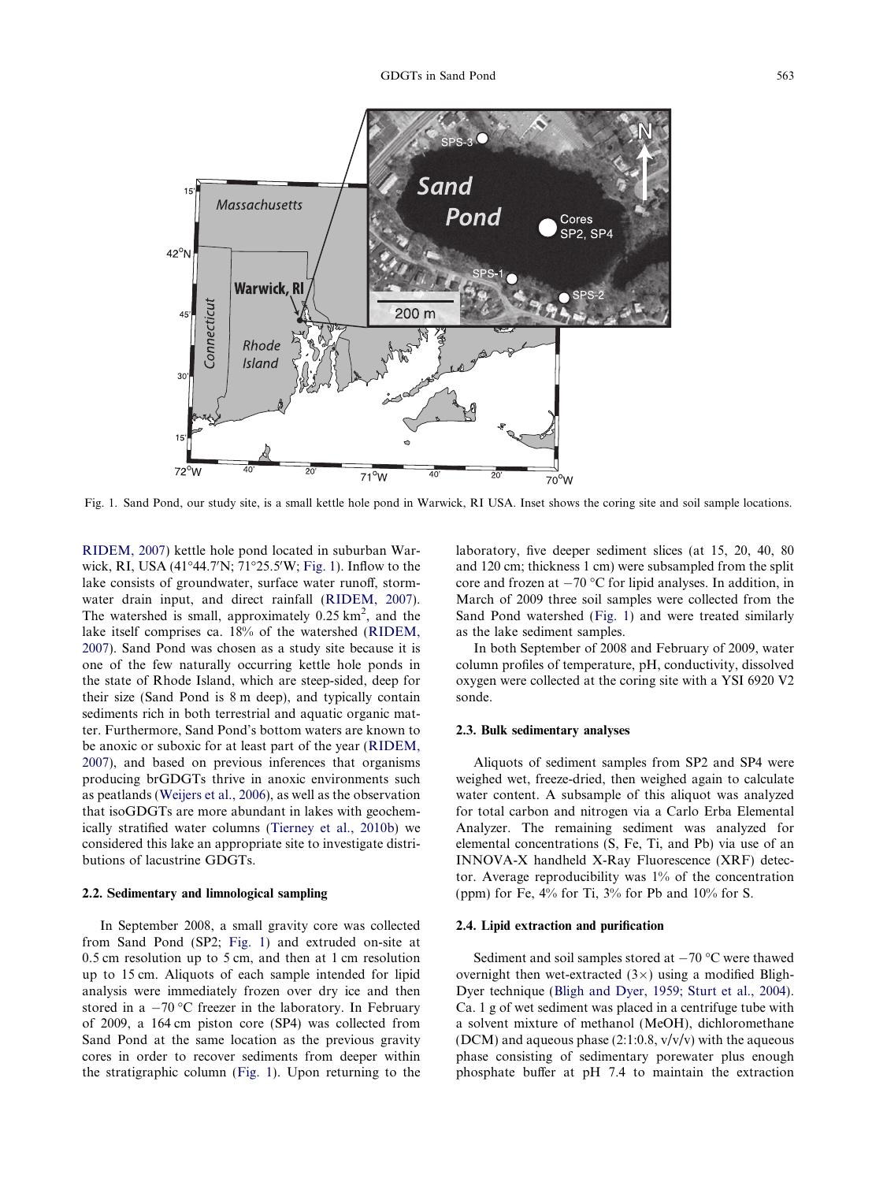Fig. 1. Sand Pond, our study site, is a small kettle hole pond in Warwick, RI USA. Inset shows the coring site and soil sample locations.

RIDEM, 2007) kettle hole pond located in suburban Warwick, RI, USA (41°44.7′N; 71°25.5′W; Fig. 1). Inflow to the lake consists of groundwater, surface water runoff, stormwater drain input, and direct rainfall (RIDEM, 2007). The watershed is small, approximately 0.25 km$^2$, and the lake itself comprises ca. 18% of the watershed (RIDEM, 2007). Sand Pond was chosen as a study site because it is one of the few naturally occurring kettle hole ponds in the state of Rhode Island, which are steep-sided, deep for their size (Sand Pond is 8 m deep), and typically contain sediments rich in both terrestrial and aquatic organic matter. Furthermore, Sand Pond's bottom waters are known to be anoxic or suboxic for at least part of the year (RIDEM, 2007), and based on previous inferences that organisms producing brGDGTs thrive in anoxic environments such as peatlands (Weijers et al., 2006), as well as the observation that isoGDGTs are more abundant in lakes with geochemically stratified water columns (Tierney et al., 2010b) we considered this lake an appropriate site to investigate distributions of lacustrine GDGTs.

### 2.2. Sedimentary and limnological sampling

In September 2008, a small gravity core was collected from Sand Pond (SP2; Fig. 1) and extruded on-site at 0.5 cm resolution up to 5 cm, and then at 1 cm resolution up to 15 cm. Aliquots of each sample intended for lipid analysis were immediately frozen over dry ice and then stored in a −70 °C freezer in the laboratory. In February of 2009, a 164 cm piston core (SP4) was collected from Sand Pond at the same location as the previous gravity cores in order to recover sediments from deeper within the stratigraphic column (Fig. 1). Upon returning to the laboratory, five deeper sediment slices (at 15, 20, 40, 80 and 120 cm; thickness 1 cm) were subsampled from the split core and frozen at −70 °C for lipid analyses. In addition, in March of 2009 three soil samples were collected from the Sand Pond watershed (Fig. 1) and were treated similarly as the lake sediment samples.

In both September of 2008 and February of 2009, water column profiles of temperature, pH, conductivity, dissolved oxygen were collected at the coring site with a YSI 6920 V2 sonde.

### 2.3. Bulk sedimentary analyses

Aliquots of sediment samples from SP2 and SP4 were weighed wet, freeze-dried, then weighed again to calculate water content. A subsample of this aliquot was analyzed for total carbon and nitrogen via a Carlo Erba Elemental Analyzer. The remaining sediment was analyzed for elemental concentrations (S, Fe, Ti, and Pb) via use of an INNOVA-X handheld X-Ray Fluorescence (XRF) detector. Average reproducibility was 1% of the concentration (ppm) for Fe, 4% for Ti, 3% for Pb and 10% for S.

### 2.4. Lipid extraction and purification

Sediment and soil samples stored at −70 °C were thawed overnight then wet-extracted (3×) using a modified Bligh-Dyer technique (Bligh and Dyer, 1959; Sturt et al., 2004). Ca. 1 g of wet sediment was placed in a centrifuge tube with a solvent mixture of methanol (MeOH), dichloromethane (DCM) and aqueous phase (2:1:0.8, v/v/v) with the aqueous phase consisting of sedimentary porewater plus enough phosphate buffer at pH 7.4 to maintain the extraction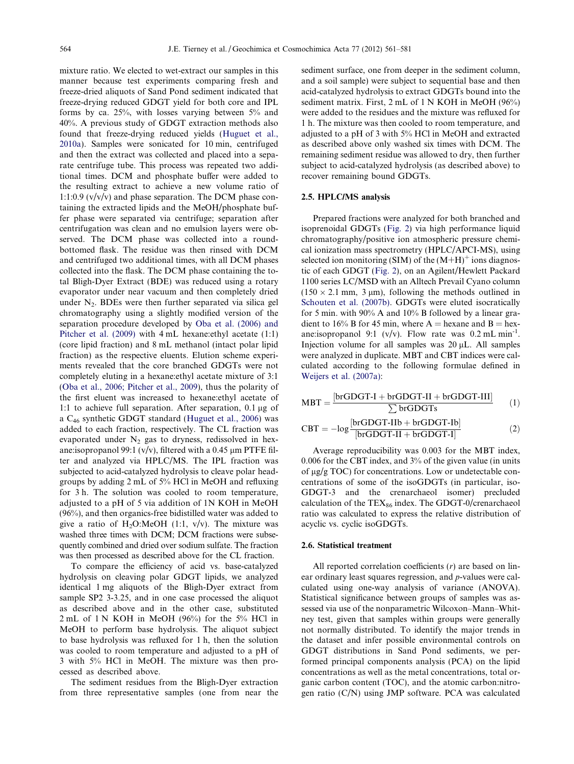mixture ratio. We elected to wet-extract our samples in this manner because test experiments comparing fresh and freeze-dried aliquots of Sand Pond sediment indicated that freeze-drying reduced GDGT yield for both core and IPL forms by ca. 25%, with losses varying between 5% and 40%. A previous study of GDGT extraction methods also found that freeze-drying reduced yields (Huguet et al., 2010a). Samples were sonicated for 10 min, centrifuged and then the extract was collected and placed into a separate centrifuge tube. This process was repeated two additional times. DCM and phosphate buffer were added to the resulting extract to achieve a new volume ratio of 1:1:0.9 (v/v/v) and phase separation. The DCM phase containing the extracted lipids and the MeOH/phosphate buffer phase were separated via centrifuge; separation after centrifugation was clean and no emulsion layers were observed. The DCM phase was collected into a round-bottomed flask. The residue was then rinsed with DCM and centrifuged two additional times, with all DCM phases collected into the flask. The DCM phase containing the total Bligh-Dyer Extract (BDE) was reduced using a rotary evaporator under near vacuum and then completely dried under $N_2$. BDEs were then further separated via silica gel chromatography using a slightly modified version of the separation procedure developed by Oba et al. (2006) and Pitcher et al. (2009) with 4 mL hexane:ethyl acetate (1:1) (core lipid fraction) and 8 mL methanol (intact polar lipid fraction) as the respective eluents. Elution scheme experiments revealed that the core branched GDGTs were not completely eluting in a hexane:ethyl acetate mixture of 3:1 (Oba et al., 2006; Pitcher et al., 2009), thus the polarity of the first eluent was increased to hexane:ethyl acetate of 1:1 to achieve full separation. After separation, 0.1 μg of a $C_{46}$ synthetic GDGT standard (Huguet et al., 2006) was added to each fraction, respectively. The CL fraction was evaporated under $N_2$ gas to dryness, redissolved in hexane:isopropanol 99:1 (v/v), filtered with a 0.45 μm PTFE filter and analyzed via HPLC/MS. The IPL fraction was subjected to acid-catalyzed hydrolysis to cleave polar headgroups by adding 2 mL of 5% HCl in MeOH and refluxing for 3 h. The solution was cooled to room temperature, adjusted to a pH of 5 via addition of 1N KOH in MeOH (96%), and then organics-free bidistilled water was added to give a ratio of $H_2O$:MeOH (1:1, v/v). The mixture was washed three times with DCM; DCM fractions were subsequently combined and dried over sodium sulfate. The fraction was then processed as described above for the CL fraction.

To compare the efficiency of acid vs. base-catalyzed hydrolysis on cleaving polar GDGT lipids, we analyzed identical 1 mg aliquots of the Bligh-Dyer extract from sample SP2 3-3.25, and in one case processed the aliquot as described above and in the other case, substituted 2 mL of 1 N KOH in MeOH (96%) for the 5% HCl in MeOH to perform base hydrolysis. The aliquot subject to base hydrolysis was refluxed for 1 h, then the solution was cooled to room temperature and adjusted to a pH of 3 with 5% HCl in MeOH. The mixture was then processed as described above.

The sediment residues from the Bligh-Dyer extraction from three representative samples (one from near the sediment surface, one from deeper in the sediment column, and a soil sample) were subject to sequential base and then acid-catalyzed hydrolysis to extract GDGTs bound into the sediment matrix. First, 2 mL of 1 N KOH in MeOH (96%) were added to the residues and the mixture was refluxed for 1 h. The mixture was then cooled to room temperature, and adjusted to a pH of 3 with 5% HCl in MeOH and extracted as described above only washed six times with DCM. The remaining sediment residue was allowed to dry, then further subject to acid-catalyzed hydrolysis (as described above) to recover remaining bound GDGTs.

### 2.5. HPLC/MS analysis

Prepared fractions were analyzed for both branched and isoprenoidal GDGTs (Fig. 2) via high performance liquid chromatography/positive ion atmospheric pressure chemical ionization mass spectrometry (HPLC/APCI-MS), using selected ion monitoring (SIM) of the $(M+H)^+$ ions diagnostic of each GDGT (Fig. 2), on an Agilent/Hewlett Packard 1100 series LC/MSD with an Alltech Prevail Cyano column (150 × 2.1 mm, 3 μm), following the methods outlined in Schouten et al. (2007b). GDGTs were eluted isocratically for 5 min. with 90% A and 10% B followed by a linear gradient to 16% B for 45 min, where A = hexane and B = hexane:isopropanol 9:1 (v/v). Flow rate was 0.2 mL $\text{min}^{-1}$. Injection volume for all samples was 20 μL. All samples were analyzed in duplicate. MBT and CBT indices were calculated according to the following formulae defined in Weijers et al. (2007a):

$$\text{MBT} = \frac{[\text{brGDGT-I} + \text{brGDGT-II} + \text{brGDGT-III}]}{\sum \text{brGDGTs}} \tag{1}$$

$$\text{CBT} = -\log \frac{[\text{brGDGT-IIb} + \text{brGDGT-Ib}]}{[\text{brGDGT-II} + \text{brGDGT-I}]} \tag{2}$$

Average reproducibility was 0.003 for the MBT index, 0.006 for the CBT index, and 3% of the given value (in units of μg/g TOC) for concentrations. Low or undetectable concentrations of some of the isoGDGTs (in particular, iso-GDGT-3 and the crenarchaeol isomer) precluded calculation of the $\text{TEX}_{86}$ index. The GDGT-0/crenarchaeol ratio was calculated to express the relative distribution of acyclic vs. cyclic isoGDGTs.

### 2.6. Statistical treatment

All reported correlation coefficients ($r$) are based on linear ordinary least squares regression, and $p$-values were calculated using one-way analysis of variance (ANOVA). Statistical significance between groups of samples was assessed via use of the nonparametric Wilcoxon–Mann–Whitney test, given that samples within groups were generally not normally distributed. To identify the major trends in the dataset and infer possible environmental controls on GDGT distributions in Sand Pond sediments, we performed principal components analysis (PCA) on the lipid concentrations as well as the metal concentrations, total organic carbon content (TOC), and the atomic carbon:nitrogen ratio (C/N) using JMP software. PCA was calculated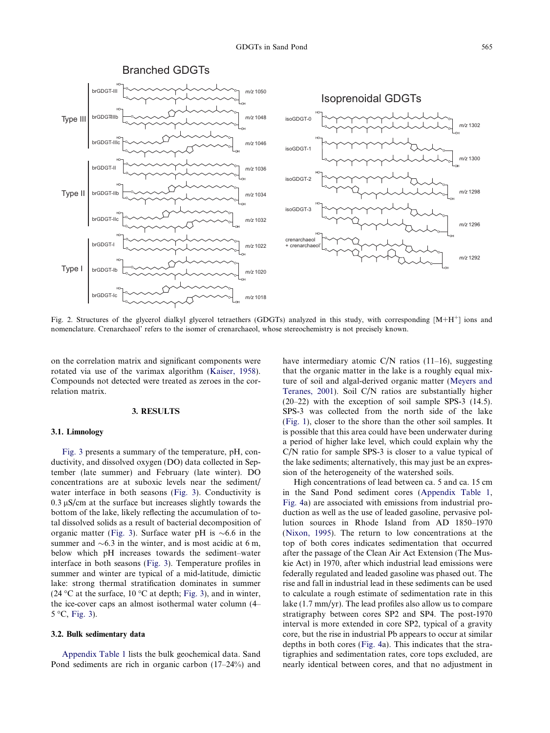Fig. 2. Structures of the glycerol dialkyl glycerol tetraethers (GDGTs) analyzed in this study, with corresponding [M+H$^+$] ions and nomenclature. Crenarchaeol' refers to the isomer of crenarchaeol, whose stereochemistry is not precisely known.

on the correlation matrix and significant components were rotated via use of the varimax algorithm (Kaiser, 1958). Compounds not detected were treated as zeroes in the correlation matrix.

## 3. RESULTS

### 3.1. Limnology

Fig. 3 presents a summary of the temperature, pH, conductivity, and dissolved oxygen (DO) data collected in September (late summer) and February (late winter). DO concentrations are at suboxic levels near the sediment/water interface in both seasons (Fig. 3). Conductivity is 0.3 μS/cm at the surface but increases slightly towards the bottom of the lake, likely reflecting the accumulation of total dissolved solids as a result of bacterial decomposition of organic matter (Fig. 3). Surface water pH is ~6.6 in the summer and ~6.3 in the winter, and is most acidic at 6 m, below which pH increases towards the sediment–water interface in both seasons (Fig. 3). Temperature profiles in summer and winter are typical of a mid-latitude, dimictic lake: strong thermal stratification dominates in summer (24 °C at the surface, 10 °C at depth; Fig. 3), and in winter, the ice-cover caps an almost isothermal water column (4–5 °C, Fig. 3).

### 3.2. Bulk sedimentary data

Appendix Table 1 lists the bulk geochemical data. Sand Pond sediments are rich in organic carbon (17–24%) and have intermediary atomic C/N ratios (11–16), suggesting that the organic matter in the lake is a roughly equal mixture of soil and algal-derived organic matter (Meyers and Teranes, 2001). Soil C/N ratios are substantially higher (20–22) with the exception of soil sample SPS-3 (14.5). SPS-3 was collected from the north side of the lake (Fig. 1), closer to the shore than the other soil samples. It is possible that this area could have been underwater during a period of higher lake level, which could explain why the C/N ratio for sample SPS-3 is closer to a value typical of the lake sediments; alternatively, this may just be an expression of the heterogeneity of the watershed soils.

High concentrations of lead between ca. 5 and ca. 15 cm in the Sand Pond sediment cores (Appendix Table 1, Fig. 4a) are associated with emissions from industrial production as well as the use of leaded gasoline, pervasive pollution sources in Rhode Island from AD 1850–1970 (Nixon, 1995). The return to low concentrations at the top of both cores indicates sedimentation that occurred after the passage of the Clean Air Act Extension (The Muskie Act) in 1970, after which industrial lead emissions were federally regulated and leaded gasoline was phased out. The rise and fall in industrial lead in these sediments can be used to calculate a rough estimate of sedimentation rate in this lake (1.7 mm/yr). The lead profiles also allow us to compare stratigraphy between cores SP2 and SP4. The post-1970 interval is more extended in core SP2, typical of a gravity core, but the rise in industrial Pb appears to occur at similar depths in both cores (Fig. 4a). This indicates that the stratigraphies and sedimentation rates, core tops excluded, are nearly identical between cores, and that no adjustment in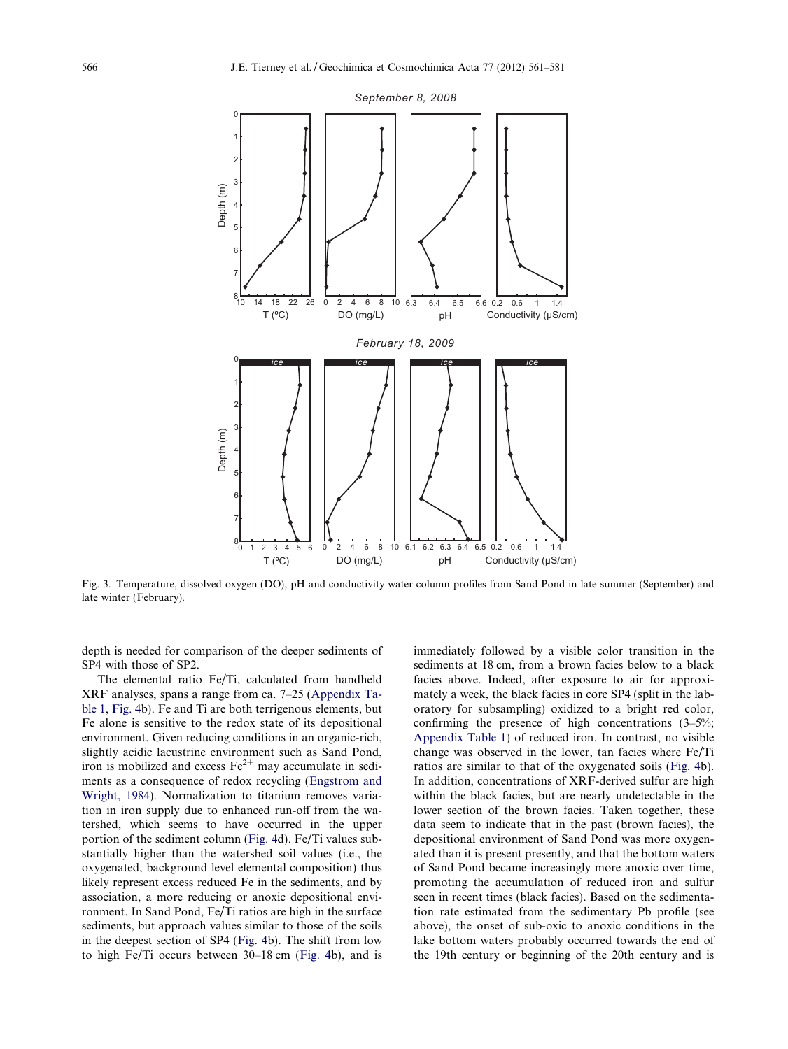Fig. 3. Temperature, dissolved oxygen (DO), pH and conductivity water column profiles from Sand Pond in late summer (September) and late winter (February).

depth is needed for comparison of the deeper sediments of SP4 with those of SP2.

The elemental ratio Fe/Ti, calculated from handheld XRF analyses, spans a range from ca. 7–25 (Appendix Table 1, Fig. 4b). Fe and Ti are both terrigenous elements, but Fe alone is sensitive to the redox state of its depositional environment. Given reducing conditions in an organic-rich, slightly acidic lacustrine environment such as Sand Pond, iron is mobilized and excess $Fe^{2+}$ may accumulate in sediments as a consequence of redox recycling (Engstrom and Wright, 1984). Normalization to titanium removes variation in iron supply due to enhanced run-off from the watershed, which seems to have occurred in the upper portion of the sediment column (Fig. 4d). Fe/Ti values substantially higher than the watershed soil values (i.e., the oxygenated, background level elemental composition) thus likely represent excess reduced Fe in the sediments, and by association, a more reducing or anoxic depositional environment. In Sand Pond, Fe/Ti ratios are high in the surface sediments, but approach values similar to those of the soils in the deepest section of SP4 (Fig. 4b). The shift from low to high Fe/Ti occurs between 30–18 cm (Fig. 4b), and is immediately followed by a visible color transition in the sediments at 18 cm, from a brown facies below to a black facies above. Indeed, after exposure to air for approximately a week, the black facies in core SP4 (split in the laboratory for subsampling) oxidized to a bright red color, confirming the presence of high concentrations (3–5%; Appendix Table 1) of reduced iron. In contrast, no visible change was observed in the lower, tan facies where Fe/Ti ratios are similar to that of the oxygenated soils (Fig. 4b). In addition, concentrations of XRF-derived sulfur are high within the black facies, but are nearly undetectable in the lower section of the brown facies. Taken together, these data seem to indicate that in the past (brown facies), the depositional environment of Sand Pond was more oxygenated than it is present presently, and that the bottom waters of Sand Pond became increasingly more anoxic over time, promoting the accumulation of reduced iron and sulfur seen in recent times (black facies). Based on the sedimentation rate estimated from the sedimentary Pb profile (see above), the onset of sub-oxic to anoxic conditions in the lake bottom waters probably occurred towards the end of the 19th century or beginning of the 20th century and is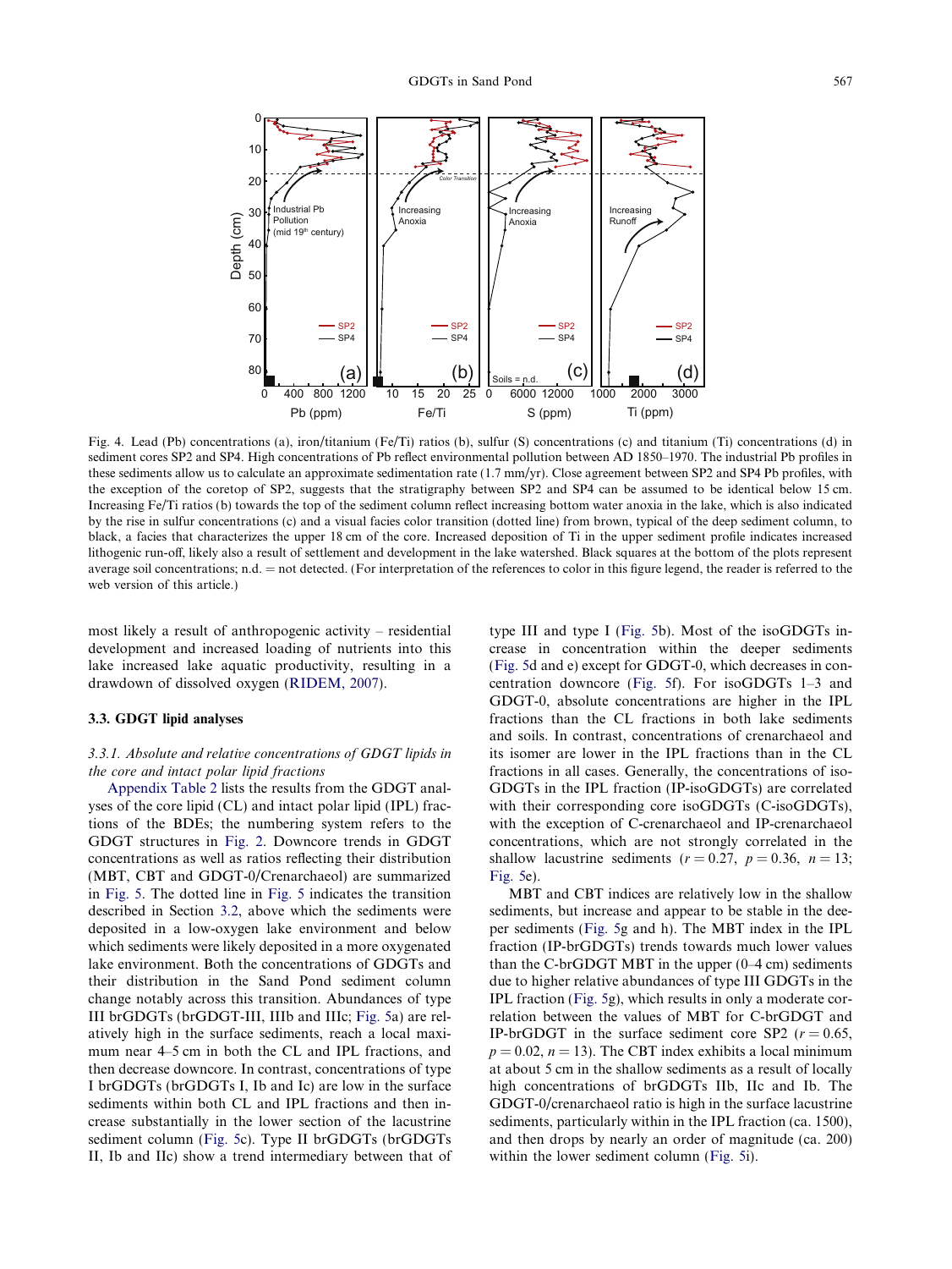Fig. 4. Lead (Pb) concentrations (a), iron/titanium (Fe/Ti) ratios (b), sulfur (S) concentrations (c) and titanium (Ti) concentrations (d) in sediment cores SP2 and SP4. High concentrations of Pb reflect environmental pollution between AD 1850–1970. The industrial Pb profiles in these sediments allow us to calculate an approximate sedimentation rate (1.7 mm/yr). Close agreement between SP2 and SP4 Pb profiles, with the exception of the coretop of SP2, suggests that the stratigraphy between SP2 and SP4 can be assumed to be identical below 15 cm. Increasing Fe/Ti ratios (b) towards the top of the sediment column reflect increasing bottom water anoxia in the lake, which is also indicated by the rise in sulfur concentrations (c) and a visual facies color transition (dotted line) from brown, typical of the deep sediment column, to black, a facies that characterizes the upper 18 cm of the core. Increased deposition of Ti in the upper sediment profile indicates increased lithogenic run-off, likely also a result of settlement and development in the lake watershed. Black squares at the bottom of the plots represent average soil concentrations; n.d. = not detected. (For interpretation of the references to color in this figure legend, the reader is referred to the web version of this article.)

most likely a result of anthropogenic activity – residential development and increased loading of nutrients into this lake increased lake aquatic productivity, resulting in a drawdown of dissolved oxygen (RIDEM, 2007).

### 3.3. GDGT lipid analyses

#### 3.3.1. *Absolute and relative concentrations of GDGT lipids in the core and intact polar lipid fractions*

Appendix Table 2 lists the results from the GDGT analyses of the core lipid (CL) and intact polar lipid (IPL) fractions of the BDEs; the numbering system refers to the GDGT structures in Fig. 2. Downcore trends in GDGT concentrations as well as ratios reflecting their distribution (MBT, CBT and GDGT-0/Crenarchaeol) are summarized in Fig. 5. The dotted line in Fig. 5 indicates the transition described in Section 3.2, above which the sediments were deposited in a low-oxygen lake environment and below which sediments were likely deposited in a more oxygenated lake environment. Both the concentrations of GDGTs and their distribution in the Sand Pond sediment column change notably across this transition. Abundances of type III brGDGTs (brGDGT-III, IIIb and IIIc; Fig. 5a) are relatively high in the surface sediments, reach a local maximum near 4–5 cm in both the CL and IPL fractions, and then decrease downcore. In contrast, concentrations of type I brGDGTs (brGDGTs I, Ib and Ic) are low in the surface sediments within both CL and IPL fractions and then increase substantially in the lower section of the lacustrine sediment column (Fig. 5c). Type II brGDGTs (brGDGTs II, Ib and IIc) show a trend intermediary between that of type III and type I (Fig. 5b). Most of the isoGDGTs increase in concentration within the deeper sediments (Fig. 5d and e) except for GDGT-0, which decreases in concentration downcore (Fig. 5f). For isoGDGTs 1–3 and GDGT-0, absolute concentrations are higher in the IPL fractions than the CL fractions in both lake sediments and soils. In contrast, concentrations of crenarchaeol and its isomer are lower in the IPL fractions than in the CL fractions in all cases. Generally, the concentrations of isoGDGTs in the IPL fraction (IP-isoGDGTs) are correlated with their corresponding core isoGDGTs (C-isoGDGTs), with the exception of C-crenarchaeol and IP-crenarchaeol concentrations, which are not strongly correlated in the shallow lacustrine sediments ($r = 0.27$, $p = 0.36$, $n = 13$; Fig. 5e).

MBT and CBT indices are relatively low in the shallow sediments, but increase and appear to be stable in the deeper sediments (Fig. 5g and h). The MBT index in the IPL fraction (IP-brGDGTs) trends towards much lower values than the C-brGDGT MBT in the upper (0–4 cm) sediments due to higher relative abundances of type III GDGTs in the IPL fraction (Fig. 5g), which results in only a moderate correlation between the values of MBT for C-brGDGT and IP-brGDGT in the surface sediment core SP2 ($r = 0.65$, $p = 0.02$, $n = 13$). The CBT index exhibits a local minimum at about 5 cm in the shallow sediments as a result of locally high concentrations of brGDGTs IIb, IIc and Ib. The GDGT-0/crenarchaeol ratio is high in the surface lacustrine sediments, particularly within in the IPL fraction (ca. 1500), and then drops by nearly an order of magnitude (ca. 200) within the lower sediment column (Fig. 5i).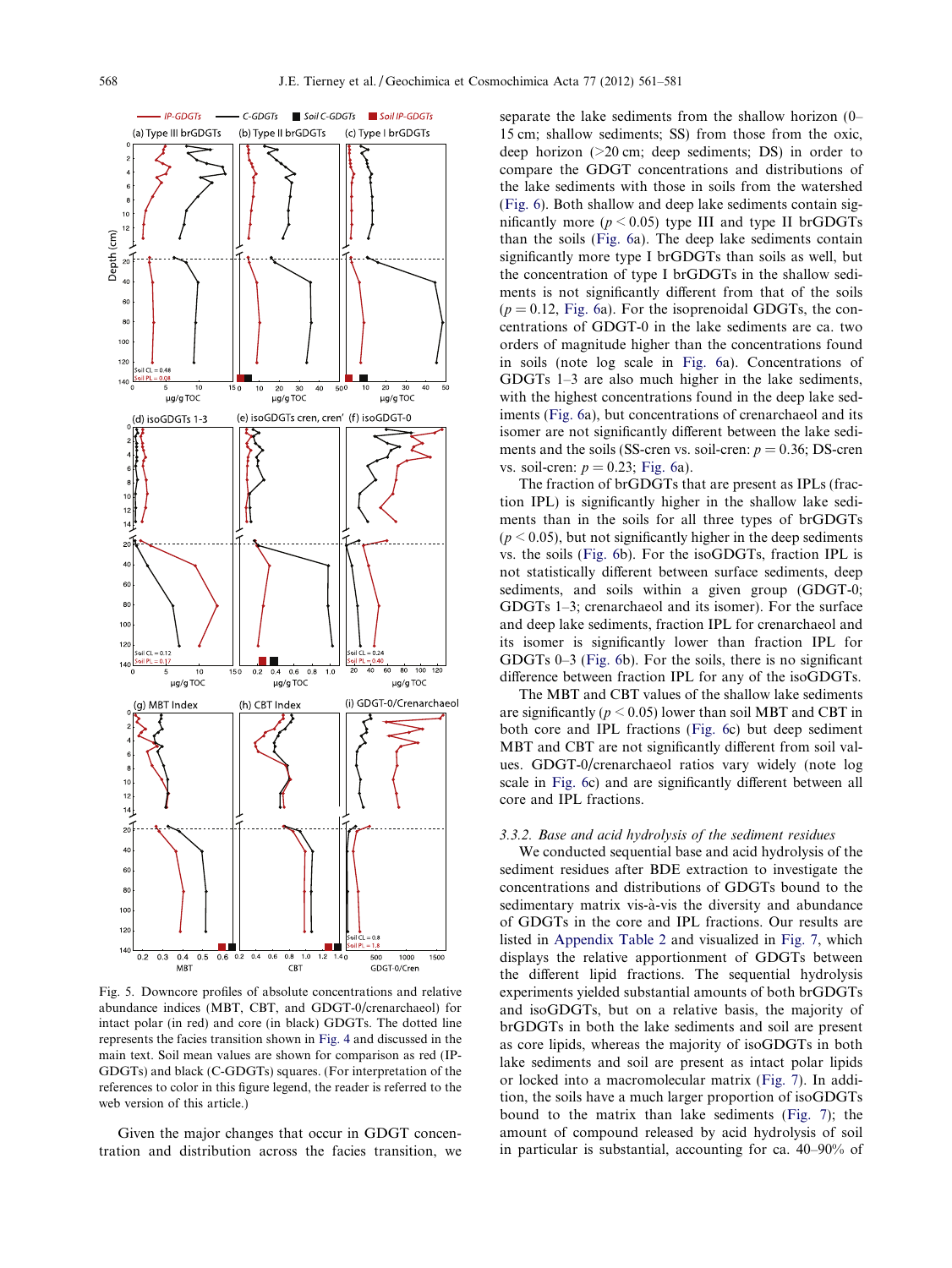Fig. 5. Downcore profiles of absolute concentrations and relative abundance indices (MBT, CBT, and GDGT-0/crenarchaeol) for intact polar (in red) and core (in black) GDGTs. The dotted line represents the facies transition shown in Fig. 4 and discussed in the main text. Soil mean values are shown for comparison as red (IP-GDGTs) and black (C-GDGTs) squares. (For interpretation of the references to color in this figure legend, the reader is referred to the web version of this article.)

Given the major changes that occur in GDGT concentration and distribution across the facies transition, we separate the lake sediments from the shallow horizon (0–15 cm; shallow sediments; SS) from those from the oxic, deep horizon (>20 cm; deep sediments; DS) in order to compare the GDGT concentrations and distributions of the lake sediments with those in soils from the watershed (Fig. 6). Both shallow and deep lake sediments contain significantly more ($p < 0.05$) type III and type II brGDGTs than the soils (Fig. 6a). The deep lake sediments contain significantly more type I brGDGTs than soils as well, but the concentration of type I brGDGTs in the shallow sediments is not significantly different from that of the soils ($p = 0.12$, Fig. 6a). For the isoprenoidal GDGTs, the concentrations of GDGT-0 in the lake sediments are ca. two orders of magnitude higher than the concentrations found in soils (note log scale in Fig. 6a). Concentrations of GDGTs 1–3 are also much higher in the lake sediments, with the highest concentrations found in the deep lake sediments (Fig. 6a), but concentrations of crenarchaeol and its isomer are not significantly different between the lake sediments and the soils (SS-cren vs. soil-cren: $p = 0.36$; DS-cren vs. soil-cren: $p = 0.23$; Fig. 6a).

The fraction of brGDGTs that are present as IPLs (fraction IPL) is significantly higher in the shallow lake sediments than in the soils for all three types of brGDGTs ($p < 0.05$), but not significantly higher in the deep sediments vs. the soils (Fig. 6b). For the isoGDGTs, fraction IPL is not statistically different between surface sediments, deep sediments, and soils within a given group (GDGT-0; GDGTs 1–3; crenarchaeol and its isomer). For the surface and deep lake sediments, fraction IPL for crenarchaeol and its isomer is significantly lower than fraction IPL for GDGTs 0–3 (Fig. 6b). For the soils, there is no significant difference between fraction IPL for any of the isoGDGTs.

The MBT and CBT values of the shallow lake sediments are significantly ($p < 0.05$) lower than soil MBT and CBT in both core and IPL fractions (Fig. 6c) but deep sediment MBT and CBT are not significantly different from soil values. GDGT-0/crenarchaeol ratios vary widely (note log scale in Fig. 6c) and are significantly different between all core and IPL fractions.

### 3.3.2. Base and acid hydrolysis of the sediment residues

We conducted sequential base and acid hydrolysis of the sediment residues after BDE extraction to investigate the concentrations and distributions of GDGTs bound to the sedimentary matrix vis-à-vis the diversity and abundance of GDGTs in the core and IPL fractions. Our results are listed in Appendix Table 2 and visualized in Fig. 7, which displays the relative apportionment of GDGTs between the different lipid fractions. The sequential hydrolysis experiments yielded substantial amounts of both brGDGTs and isoGDGTs, but on a relative basis, the majority of brGDGTs in both the lake sediments and soil are present as core lipids, whereas the majority of isoGDGTs in both lake sediments and soil are present as intact polar lipids or locked into a macromolecular matrix (Fig. 7). In addition, the soils have a much larger proportion of isoGDGTs bound to the matrix than lake sediments (Fig. 7); the amount of compound released by acid hydrolysis of soil in particular is substantial, accounting for ca. 40–90% of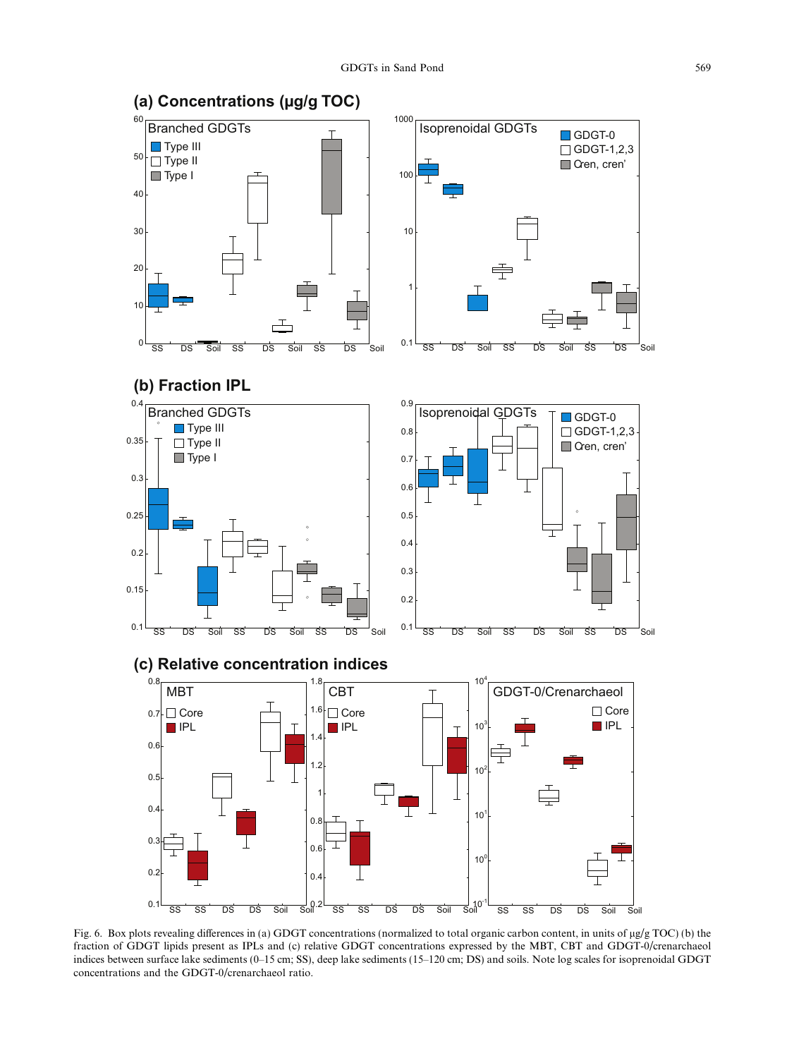Fig. 6. Box plots revealing differences in (a) GDGT concentrations (normalized to total organic carbon content, in units of μg/g TOC) (b) the fraction of GDGT lipids present as IPLs and (c) relative GDGT concentrations expressed by the MBT, CBT and GDGT-0/crenarchaeol indices between surface lake sediments (0–15 cm; SS), deep lake sediments (15–120 cm; DS) and soils. Note log scales for isoprenoidal GDGT concentrations and the GDGT-0/crenarchaeol ratio.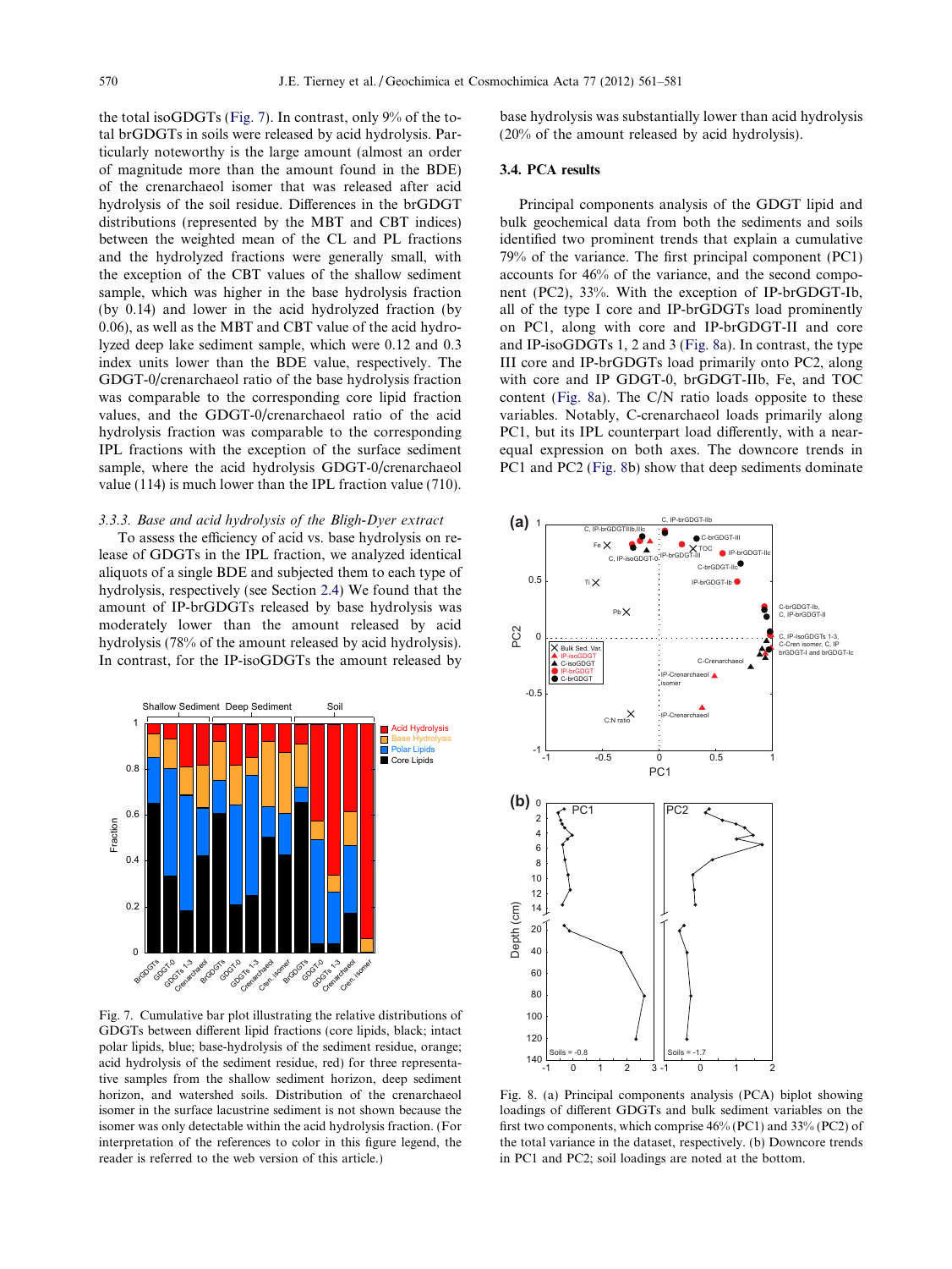the total isoGDGTs (Fig. 7). In contrast, only 9% of the total brGDGTs in soils were released by acid hydrolysis. Particularly noteworthy is the large amount (almost an order of magnitude more than the amount found in the BDE) of the crenarchaeol isomer that was released after acid hydrolysis of the soil residue. Differences in the brGDGT distributions (represented by the MBT and CBT indices) between the weighted mean of the CL and PL fractions and the hydrolyzed fractions were generally small, with the exception of the CBT values of the shallow sediment sample, which was higher in the base hydrolysis fraction (by 0.14) and lower in the acid hydrolyzed fraction (by 0.06), as well as the MBT and CBT value of the acid hydrolyzed deep lake sediment sample, which were 0.12 and 0.3 index units lower than the BDE value, respectively. The GDGT-0/crenarchaeol ratio of the base hydrolysis fraction was comparable to the corresponding core lipid fraction values, and the GDGT-0/crenarchaeol ratio of the acid hydrolysis fraction was comparable to the corresponding IPL fractions with the exception of the surface sediment sample, where the acid hydrolysis GDGT-0/crenarchaeol value (114) is much lower than the IPL fraction value (710).

### 3.3.3. Base and acid hydrolysis of the Bligh-Dyer extract

To assess the efficiency of acid vs. base hydrolysis on release of GDGTs in the IPL fraction, we analyzed identical aliquots of a single BDE and subjected them to each type of hydrolysis, respectively (see Section 2.4) We found that the amount of IP-brGDGTs released by base hydrolysis was moderately lower than the amount released by acid hydrolysis (78% of the amount released by acid hydrolysis). In contrast, for the IP-isoGDGTs the amount released by base hydrolysis was substantially lower than acid hydrolysis (20% of the amount released by acid hydrolysis).

Fig. 7. Cumulative bar plot illustrating the relative distributions of GDGTs between different lipid fractions (core lipids, black; intact polar lipids, blue; base-hydrolysis of the sediment residue, orange; acid hydrolysis of the sediment residue, red) for three representative samples from the shallow sediment horizon, deep sediment horizon, and watershed soils. Distribution of the crenarchaeol isomer in the surface lacustrine sediment is not shown because the isomer was only detectable within the acid hydrolysis fraction. (For interpretation of the references to color in this figure legend, the reader is referred to the web version of this article.)

## 3.4. PCA results

Principal components analysis of the GDGT lipid and bulk geochemical data from both the sediments and soils identified two prominent trends that explain a cumulative 79% of the variance. The first principal component (PC1) accounts for 46% of the variance, and the second component (PC2), 33%. With the exception of IP-brGDGT-Ib, all of the type I core and IP-brGDGTs load prominently on PC1, along with core and IP-brGDGT-II and core and IP-isoGDGTs 1, 2 and 3 (Fig. 8a). In contrast, the type III core and IP-brGDGTs load primarily onto PC2, along with core and IP GDGT-0, brGDGT-IIb, Fe, and TOC content (Fig. 8a). The C/N ratio loads opposite to these variables. Notably, C-crenarchaeol loads primarily along PC1, but its IPL counterpart load differently, with a near-equal expression on both axes. The downcore trends in PC1 and PC2 (Fig. 8b) show that deep sediments dominate

Fig. 8. (a) Principal components analysis (PCA) biplot showing loadings of different GDGTs and bulk sediment variables on the first two components, which comprise 46% (PC1) and 33% (PC2) of the total variance in the dataset, respectively. (b) Downcore trends in PC1 and PC2; soil loadings are noted at the bottom.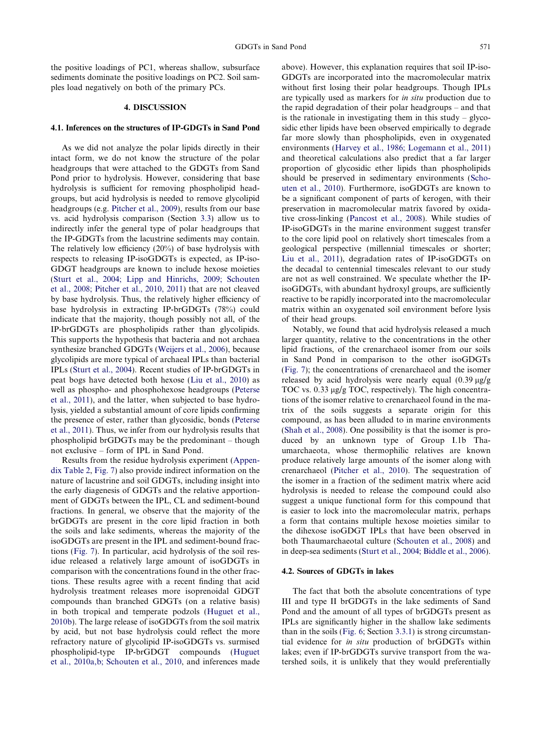the positive loadings of PC1, whereas shallow, subsurface sediments dominate the positive loadings on PC2. Soil samples load negatively on both of the primary PCs.

## 4. DISCUSSION

### 4.1. Inferences on the structures of IP-GDGTs in Sand Pond

As we did not analyze the polar lipids directly in their intact form, we do not know the structure of the polar headgroups that were attached to the GDGTs from Sand Pond prior to hydrolysis. However, considering that base hydrolysis is sufficient for removing phospholipid headgroups, but acid hydrolysis is needed to remove glycolipid headgroups (e.g. Pitcher et al., 2009), results from our base vs. acid hydrolysis comparison (Section 3.3) allow us to indirectly infer the general type of polar headgroups that the IP-GDGTs from the lacustrine sediments may contain. The relatively low efficiency (20%) of base hydrolysis with respects to releasing IP-isoGDGTs is expected, as IP-isoGDGT headgroups are known to include hexose moieties (Sturt et al., 2004; Lipp and Hinrichs, 2009; Schouten et al., 2008; Pitcher et al., 2010, 2011) that are not cleaved by base hydrolysis. Thus, the relatively higher efficiency of base hydrolysis in extracting IP-brGDGTs (78%) could indicate that the majority, though possibly not all, of the IP-brGDGTs are phospholipids rather than glycolipids. This supports the hypothesis that bacteria and not archaea synthesize branched GDGTs (Weijers et al., 2006), because glycolipids are more typical of archaeal IPLs than bacterial IPLs (Sturt et al., 2004). Recent studies of IP-brGDGTs in peat bogs have detected both hexose (Liu et al., 2010) as well as phospho- and phosphohexose headgroups (Peterse et al., 2011), and the latter, when subjected to base hydrolysis, yielded a substantial amount of core lipids confirming the presence of ester, rather than glycosidic, bonds (Peterse et al., 2011). Thus, we infer from our hydrolysis results that phospholipid brGDGTs may be the predominant – though not exclusive – form of IPL in Sand Pond.

Results from the residue hydrolysis experiment (Appendix Table 2, Fig. 7) also provide indirect information on the nature of lacustrine and soil GDGTs, including insight into the early diagenesis of GDGTs and the relative apportionment of GDGTs between the IPL, CL and sediment-bound fractions. In general, we observe that the majority of the brGDGTs are present in the core lipid fraction in both the soils and lake sediments, whereas the majority of the isoGDGTs are present in the IPL and sediment-bound fractions (Fig. 7). In particular, acid hydrolysis of the soil residue released a relatively large amount of isoGDGTs in comparison with the concentrations found in the other fractions. These results agree with a recent finding that acid hydrolysis treatment releases more isoprenoidal GDGT compounds than branched GDGTs (on a relative basis) in both tropical and temperate podzols (Huguet et al., 2010b). The large release of isoGDGTs from the soil matrix by acid, but not base hydrolysis could reflect the more refractory nature of glycolipid IP-isoGDGTs vs. surmised phospholipid-type IP-brGDGT compounds (Huguet et al., 2010a,b; Schouten et al., 2010, and inferences made above). However, this explanation requires that soil IP-isoGDGTs are incorporated into the macromolecular matrix without first losing their polar headgroups. Though IPLs are typically used as markers for *in situ* production due to the rapid degradation of their polar headgroups – and that is the rationale in investigating them in this study – glycosidic ether lipids have been observed empirically to degrade far more slowly than phospholipids, even in oxygenated environments (Harvey et al., 1986; Logemann et al., 2011) and theoretical calculations also predict that a far larger proportion of glycosidic ether lipids than phospholipids should be preserved in sedimentary environments (Schouten et al., 2010). Furthermore, isoGDGTs are known to be a significant component of parts of kerogen, with their preservation in macromolecular matrix favored by oxidative cross-linking (Pancost et al., 2008). While studies of IP-isoGDGTs in the marine environment suggest transfer to the core lipid pool on relatively short timescales from a geological perspective (millennial timescales or shorter; Liu et al., 2011), degradation rates of IP-isoGDGTs on the decadal to centennial timescales relevant to our study are not as well constrained. We speculate whether the IP-isoGDGTs, with abundant hydroxyl groups, are sufficiently reactive to be rapidly incorporated into the macromolecular matrix within an oxygenated soil environment before lysis of their head groups.

Notably, we found that acid hydrolysis released a much larger quantity, relative to the concentrations in the other lipid fractions, of the crenarchaeol isomer from our soils in Sand Pond in comparison to the other isoGDGTs (Fig. 7); the concentrations of crenarchaeol and the isomer released by acid hydrolysis were nearly equal (0.39 μg/g TOC vs. 0.33 μg/g TOC, respectively). The high concentrations of the isomer relative to crenarchaeol found in the matrix of the soils suggests a separate origin for this compound, as has been alluded to in marine environments (Shah et al., 2008). One possibility is that the isomer is produced by an unknown type of Group I.1b Thaumarchaeota, whose thermophilic relatives are known produce relatively large amounts of the isomer along with crenarchaeol (Pitcher et al., 2010). The sequestration of the isomer in a fraction of the sediment matrix where acid hydrolysis is needed to release the compound could also suggest a unique functional form for this compound that is easier to lock into the macromolecular matrix, perhaps a form that contains multiple hexose moieties similar to the dihexose isoGDGT IPLs that have been observed in both Thaumarchaeotal culture (Schouten et al., 2008) and in deep-sea sediments (Sturt et al., 2004; Biddle et al., 2006).

### 4.2. Sources of GDGTs in lakes

The fact that both the absolute concentrations of type III and type II brGDGTs in the lake sediments of Sand Pond and the amount of all types of brGDGTs present as IPLs are significantly higher in the shallow lake sediments than in the soils (Fig. 6; Section 3.3.1) is strong circumstantial evidence for *in situ* production of brGDGTs within lakes; even if IP-brGDGTs survive transport from the watershed soils, it is unlikely that they would preferentially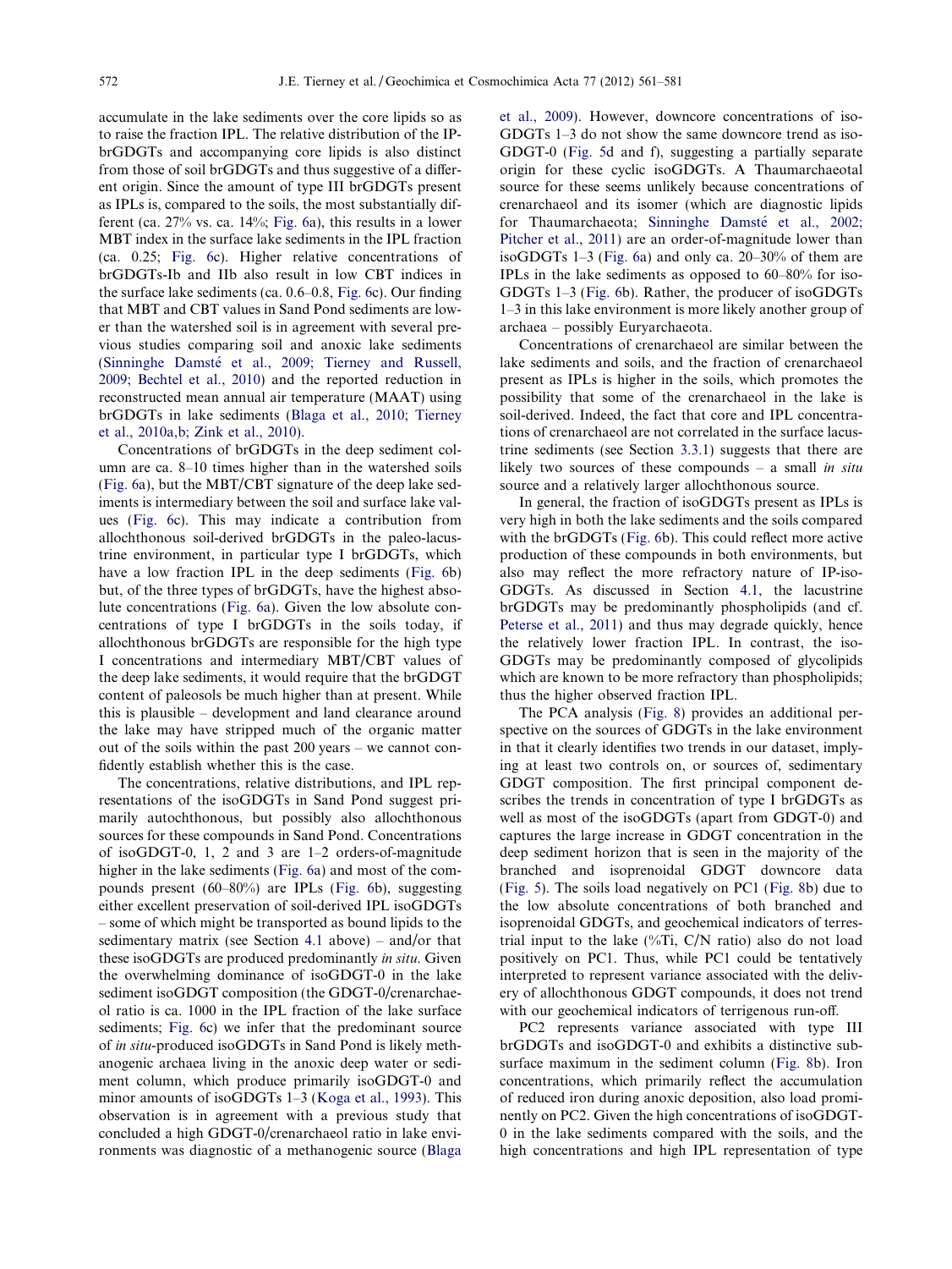accumulate in the lake sediments over the core lipids so as to raise the fraction IPL. The relative distribution of the IP-brGDGTs and accompanying core lipids is also distinct from those of soil brGDGTs and thus suggestive of a different origin. Since the amount of type III brGDGTs present as IPLs is, compared to the soils, the most substantially different (ca. 27% vs. ca. 14%; Fig. 6a), this results in a lower MBT index in the surface lake sediments in the IPL fraction (ca. 0.25; Fig. 6c). Higher relative concentrations of brGDGTs-Ib and IIb also result in low CBT indices in the surface lake sediments (ca. 0.6–0.8, Fig. 6c). Our finding that MBT and CBT values in Sand Pond sediments are lower than the watershed soil is in agreement with several previous studies comparing soil and anoxic lake sediments (Sinninghe Damsté et al., 2009; Tierney and Russell, 2009; Bechtel et al., 2010) and the reported reduction in reconstructed mean annual air temperature (MAAT) using brGDGTs in lake sediments (Blaga et al., 2010; Tierney et al., 2010a,b; Zink et al., 2010).

Concentrations of brGDGTs in the deep sediment column are ca. 8–10 times higher than in the watershed soils (Fig. 6a), but the MBT/CBT signature of the deep lake sediments is intermediary between the soil and surface lake values (Fig. 6c). This may indicate a contribution from allochthonous soil-derived brGDGTs in the paleo-lacustrine environment, in particular type I brGDGTs, which have a low fraction IPL in the deep sediments (Fig. 6b) but, of the three types of brGDGTs, have the highest absolute concentrations (Fig. 6a). Given the low absolute concentrations of type I brGDGTs in the soils today, if allochthonous brGDGTs are responsible for the high type I concentrations and intermediary MBT/CBT values of the deep lake sediments, it would require that the brGDGT content of paleosols be much higher than at present. While this is plausible – development and land clearance around the lake may have stripped much of the organic matter out of the soils within the past 200 years – we cannot confidently establish whether this is the case.

The concentrations, relative distributions, and IPL representations of the isoGDGTs in Sand Pond suggest primarily autochthonous, but possibly also allochthonous sources for these compounds in Sand Pond. Concentrations of isoGDGT-0, 1, 2 and 3 are 1–2 orders-of-magnitude higher in the lake sediments (Fig. 6a) and most of the compounds present (60–80%) are IPLs (Fig. 6b), suggesting either excellent preservation of soil-derived IPL isoGDGTs – some of which might be transported as bound lipids to the sedimentary matrix (see Section 4.1 above) – and/or that these isoGDGTs are produced predominantly *in situ*. Given the overwhelming dominance of isoGDGT-0 in the lake sediment isoGDGT composition (the GDGT-0/crenarchaeol ratio is ca. 1000 in the IPL fraction of the lake surface sediments; Fig. 6c) we infer that the predominant source of *in situ*-produced isoGDGTs in Sand Pond is likely methanogenic archaea living in the anoxic deep water or sediment column, which produce primarily isoGDGT-0 and minor amounts of isoGDGTs 1–3 (Koga et al., 1993). This observation is in agreement with a previous study that concluded a high GDGT-0/crenarchaeol ratio in lake environments was diagnostic of a methanogenic source (Blaga et al., 2009). However, downcore concentrations of isoGDGTs 1–3 do not show the same downcore trend as isoGDGT-0 (Fig. 5d and f), suggesting a partially separate origin for these cyclic isoGDGTs. A Thaumarchaeotal source for these seems unlikely because concentrations of crenarchaeol and its isomer (which are diagnostic lipids for Thaumarchaeota; Sinninghe Damsté et al., 2002; Pitcher et al., 2011) are an order-of-magnitude lower than isoGDGTs 1–3 (Fig. 6a) and only ca. 20–30% of them are IPLs in the lake sediments as opposed to 60–80% for isoGDGTs 1–3 (Fig. 6b). Rather, the producer of isoGDGTs 1–3 in this lake environment is more likely another group of archaea – possibly Euryarchaeota.

Concentrations of crenarchaeol are similar between the lake sediments and the soils, and the fraction of crenarchaeol present as IPLs is higher in the soils, which promotes the possibility that some of the crenarchaeol in the lake is soil-derived. Indeed, the fact that core and IPL concentrations of crenarchaeol are not correlated in the surface lacustrine sediments (see Section 3.3.1) suggests that there are likely two sources of these compounds – a small *in situ* source and a relatively larger allochthonous source.

In general, the fraction of isoGDGTs present as IPLs is very high in both the lake sediments and the soils compared with the brGDGTs (Fig. 6b). This could reflect more active production of these compounds in both environments, but also may reflect the more refractory nature of IP-isoGDGTs. As discussed in Section 4.1, the lacustrine brGDGTs may be predominantly phospholipids (and cf. Peterse et al., 2011) and thus may degrade quickly, hence the relatively lower fraction IPL. In contrast, the isoGDGTs may be predominantly composed of glycolipids which are known to be more refractory than phospholipids; thus the higher observed fraction IPL.

The PCA analysis (Fig. 8) provides an additional perspective on the sources of GDGTs in the lake environment in that it clearly identifies two trends in our dataset, implying at least two controls on, or sources of, sedimentary GDGT composition. The first principal component describes the trends in concentration of type I brGDGTs as well as most of the isoGDGTs (apart from GDGT-0) and captures the large increase in GDGT concentration in the deep sediment horizon that is seen in the majority of the branched and isoprenoidal GDGT downcore data (Fig. 5). The soils load negatively on PC1 (Fig. 8b) due to the low absolute concentrations of both branched and isoprenoidal GDGTs, and geochemical indicators of terrestrial input to the lake (%Ti, C/N ratio) also do not load positively on PC1. Thus, while PC1 could be tentatively interpreted to represent variance associated with the delivery of allochthonous GDGT compounds, it does not trend with our geochemical indicators of terrigenous run-off.

PC2 represents variance associated with type III brGDGTs and isoGDGT-0 and exhibits a distinctive subsurface maximum in the sediment column (Fig. 8b). Iron concentrations, which primarily reflect the accumulation of reduced iron during anoxic deposition, also load prominently on PC2. Given the high concentrations of isoGDGT-0 in the lake sediments compared with the soils, and the high concentrations and high IPL representation of type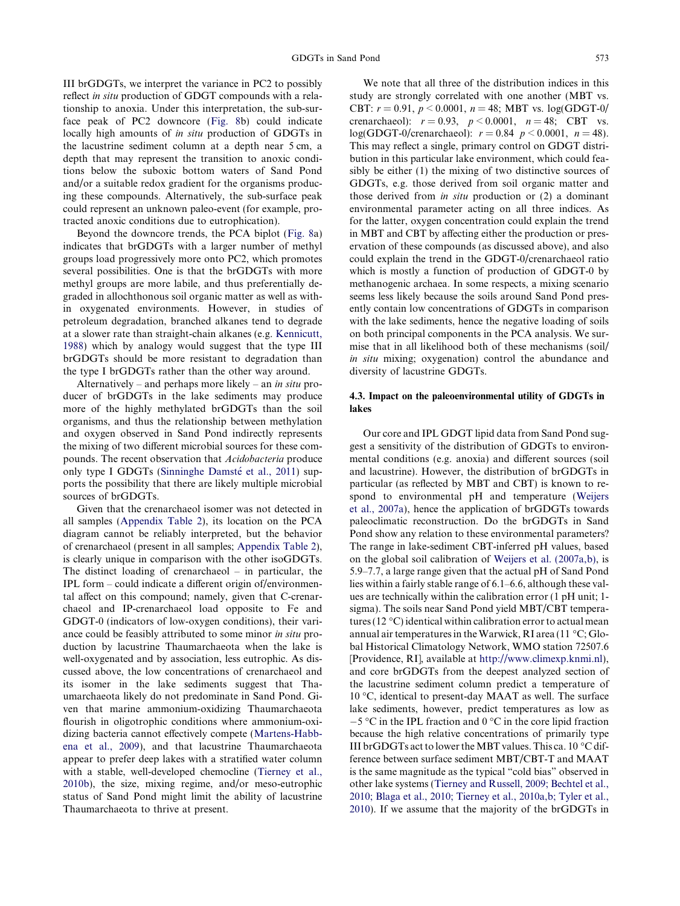III brGDGTs, we interpret the variance in PC2 to possibly reflect *in situ* production of GDGT compounds with a relationship to anoxia. Under this interpretation, the sub-surface peak of PC2 downcore (Fig. 8b) could indicate locally high amounts of *in situ* production of GDGTs in the lacustrine sediment column at a depth near 5 cm, a depth that may represent the transition to anoxic conditions below the suboxic bottom waters of Sand Pond and/or a suitable redox gradient for the organisms producing these compounds. Alternatively, the sub-surface peak could represent an unknown paleo-event (for example, protracted anoxic conditions due to eutrophication).

Beyond the downcore trends, the PCA biplot (Fig. 8a) indicates that brGDGTs with a larger number of methyl groups load progressively more onto PC2, which promotes several possibilities. One is that the brGDGTs with more methyl groups are more labile, and thus preferentially degraded in allochthonous soil organic matter as well as within oxygenated environments. However, in studies of petroleum degradation, branched alkanes tend to degrade at a slower rate than straight-chain alkanes (e.g. Kennicutt, 1988) which by analogy would suggest that the type III brGDGTs should be more resistant to degradation than the type I brGDGTs rather than the other way around.

Alternatively – and perhaps more likely – an *in situ* producer of brGDGTs in the lake sediments may produce more of the highly methylated brGDGTs than the soil organisms, and thus the relationship between methylation and oxygen observed in Sand Pond indirectly represents the mixing of two different microbial sources for these compounds. The recent observation that *Acidobacteria* produce only type I GDGTs (Sinninghe Damsté et al., 2011) supports the possibility that there are likely multiple microbial sources of brGDGTs.

Given that the crenarchaeol isomer was not detected in all samples (Appendix Table 2), its location on the PCA diagram cannot be reliably interpreted, but the behavior of crenarchaeol (present in all samples; Appendix Table 2), is clearly unique in comparison with the other isoGDGTs. The distinct loading of crenarchaeol – in particular, the IPL form – could indicate a different origin of/environmental affect on this compound; namely, given that C-crenarchaeol and IP-crenarchaeol load opposite to Fe and GDGT-0 (indicators of low-oxygen conditions), their variance could be feasibly attributed to some minor *in situ* production by lacustrine Thaumarchaeota when the lake is well-oxygenated and by association, less eutrophic. As discussed above, the low concentrations of crenarchaeol and its isomer in the lake sediments suggest that Thaumarchaeota likely do not predominate in Sand Pond. Given that marine ammonium-oxidizing Thaumarchaeota flourish in oligotrophic conditions where ammonium-oxidizing bacteria cannot effectively compete (Martens-Habbena et al., 2009), and that lacustrine Thaumarchaeota appear to prefer deep lakes with a stratified water column with a stable, well-developed chemocline (Tierney et al., 2010b), the size, mixing regime, and/or meso-eutrophic status of Sand Pond might limit the ability of lacustrine Thaumarchaeota to thrive at present.

We note that all three of the distribution indices in this study are strongly correlated with one another (MBT vs. CBT: $r = 0.91$, $p < 0.0001$, $n = 48$; MBT vs. log(GDGT-0/crenarchaeol): $r = 0.93$, $p < 0.0001$, $n = 48$; CBT vs. log(GDGT-0/crenarchaeol): $r = 0.84$ $p < 0.0001$, $n = 48$). This may reflect a single, primary control on GDGT distribution in this particular lake environment, which could feasibly be either (1) the mixing of two distinctive sources of GDGTs, e.g. those derived from soil organic matter and those derived from *in situ* production or (2) a dominant environmental parameter acting on all three indices. As for the latter, oxygen concentration could explain the trend in MBT and CBT by affecting either the production or preservation of these compounds (as discussed above), and also could explain the trend in the GDGT-0/crenarchaeol ratio which is mostly a function of production of GDGT-0 by methanogenic archaea. In some respects, a mixing scenario seems less likely because the soils around Sand Pond presently contain low concentrations of GDGTs in comparison with the lake sediments, hence the negative loading of soils on both principal components in the PCA analysis. We surmise that in all likelihood both of these mechanisms (soil/*in situ* mixing; oxygenation) control the abundance and diversity of lacustrine GDGTs.

### 4.3. Impact on the paleoenvironmental utility of GDGTs in lakes

Our core and IPL GDGT lipid data from Sand Pond suggest a sensitivity of the distribution of GDGTs to environmental conditions (e.g. anoxia) and different sources (soil and lacustrine). However, the distribution of brGDGTs in particular (as reflected by MBT and CBT) is known to respond to environmental pH and temperature (Weijers et al., 2007a), hence the application of brGDGTs towards paleoclimatic reconstruction. Do the brGDGTs in Sand Pond show any relation to these environmental parameters? The range in lake-sediment CBT-inferred pH values, based on the global soil calibration of Weijers et al. (2007a,b), is 5.9–7.7, a large range given that the actual pH of Sand Pond lies within a fairly stable range of 6.1–6.6, although these values are technically within the calibration error (1 pH unit; 1-sigma). The soils near Sand Pond yield MBT/CBT temperatures (12 °C) identical within calibration error to actual mean annual air temperatures in the Warwick, RI area (11 °C; Global Historical Climatology Network, WMO station 72507.6 [Providence, RI], available at http://www.climexp.knmi.nl), and core brGDGTs from the deepest analyzed section of the lacustrine sediment column predict a temperature of 10 °C, identical to present-day MAAT as well. The surface lake sediments, however, predict temperatures as low as −5 °C in the IPL fraction and 0 °C in the core lipid fraction because the high relative concentrations of primarily type III brGDGTs act to lower the MBT values. This ca. 10 °C difference between surface sediment MBT/CBT-T and MAAT is the same magnitude as the typical "cold bias" observed in other lake systems (Tierney and Russell, 2009; Bechtel et al., 2010; Blaga et al., 2010; Tierney et al., 2010a,b; Tyler et al., 2010). If we assume that the majority of the brGDGTs in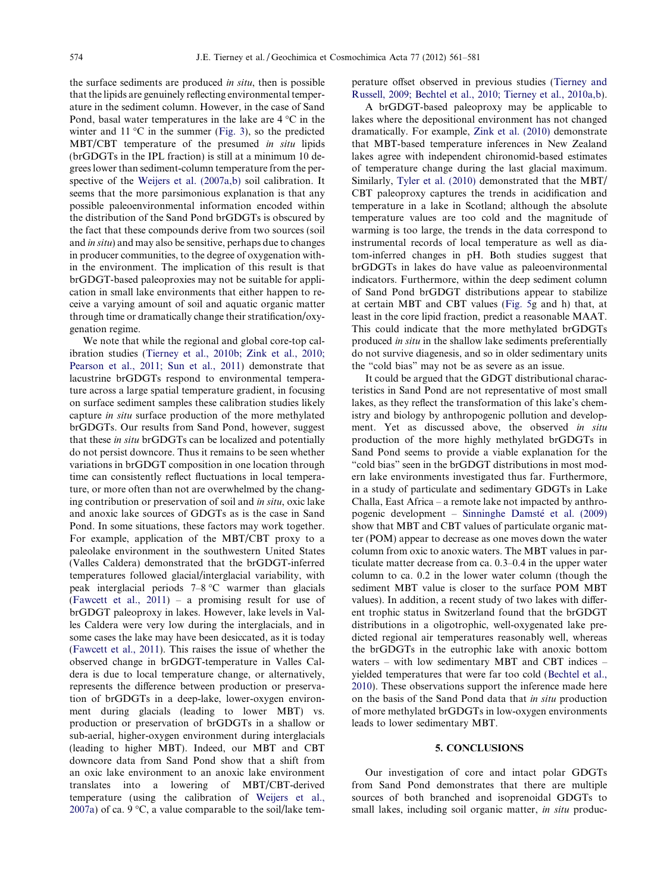the surface sediments are produced *in situ*, then is possible that the lipids are genuinely reflecting environmental temperature in the sediment column. However, in the case of Sand Pond, basal water temperatures in the lake are 4 °C in the winter and 11 °C in the summer (Fig. 3), so the predicted MBT/CBT temperature of the presumed *in situ* lipids (brGDGTs in the IPL fraction) is still at a minimum 10 degrees lower than sediment-column temperature from the perspective of the Weijers et al. (2007a,b) soil calibration. It seems that the more parsimonious explanation is that any possible paleoenvironmental information encoded within the distribution of the Sand Pond brGDGTs is obscured by the fact that these compounds derive from two sources (soil and *in situ*) and may also be sensitive, perhaps due to changes in producer communities, to the degree of oxygenation within the environment. The implication of this result is that brGDGT-based paleoproxies may not be suitable for application in small lake environments that either happen to receive a varying amount of soil and aquatic organic matter through time or dramatically change their stratification/oxygenation regime.

We note that while the regional and global core-top calibration studies (Tierney et al., 2010b; Zink et al., 2010; Pearson et al., 2011; Sun et al., 2011) demonstrate that lacustrine brGDGTs respond to environmental temperature across a large spatial temperature gradient, in focusing on surface sediment samples these calibration studies likely capture *in situ* surface production of the more methylated brGDGTs. Our results from Sand Pond, however, suggest that these *in situ* brGDGTs can be localized and potentially do not persist downcore. Thus it remains to be seen whether variations in brGDGT composition in one location through time can consistently reflect fluctuations in local temperature, or more often than not are overwhelmed by the changing contribution or preservation of soil and *in situ*, oxic lake and anoxic lake sources of GDGTs as is the case in Sand Pond. In some situations, these factors may work together. For example, application of the MBT/CBT proxy to a paleolake environment in the southwestern United States (Valles Caldera) demonstrated that the brGDGT-inferred temperatures followed glacial/interglacial variability, with peak interglacial periods 7–8 °C warmer than glacials (Fawcett et al., 2011) – a promising result for use of brGDGT paleoproxy in lakes. However, lake levels in Valles Caldera were very low during the interglacials, and in some cases the lake may have been desiccated, as it is today (Fawcett et al., 2011). This raises the issue of whether the observed change in brGDGT-temperature in Valles Caldera is due to local temperature change, or alternatively, represents the difference between production or preservation of brGDGTs in a deep-lake, lower-oxygen environment during glacials (leading to lower MBT) vs. production or preservation of brGDGTs in a shallow or sub-aerial, higher-oxygen environment during interglacials (leading to higher MBT). Indeed, our MBT and CBT downcore data from Sand Pond show that a shift from an oxic lake environment to an anoxic lake environment translates into a lowering of MBT/CBT-derived temperature (using the calibration of Weijers et al., 2007a) of ca. 9 °C, a value comparable to the soil/lake temperature offset observed in previous studies (Tierney and Russell, 2009; Bechtel et al., 2010; Tierney et al., 2010a,b).

A brGDGT-based paleoproxy may be applicable to lakes where the depositional environment has not changed dramatically. For example, Zink et al. (2010) demonstrate that MBT-based temperature inferences in New Zealand lakes agree with independent chironomid-based estimates of temperature change during the last glacial maximum. Similarly, Tyler et al. (2010) demonstrated that the MBT/CBT paleoproxy captures the trends in acidification and temperature in a lake in Scotland; although the absolute temperature values are too cold and the magnitude of warming is too large, the trends in the data correspond to instrumental records of local temperature as well as diatom-inferred changes in pH. Both studies suggest that brGDGTs in lakes do have value as paleoenvironmental indicators. Furthermore, within the deep sediment column of Sand Pond brGDGT distributions appear to stabilize at certain MBT and CBT values (Fig. 5g and h) that, at least in the core lipid fraction, predict a reasonable MAAT. This could indicate that the more methylated brGDGTs produced *in situ* in the shallow lake sediments preferentially do not survive diagenesis, and so in older sedimentary units the "cold bias" may not be as severe as an issue.

It could be argued that the GDGT distributional characteristics in Sand Pond are not representative of most small lakes, as they reflect the transformation of this lake's chemistry and biology by anthropogenic pollution and development. Yet as discussed above, the observed *in situ* production of the more highly methylated brGDGTs in Sand Pond seems to provide a viable explanation for the "cold bias" seen in the brGDGT distributions in most modern lake environments investigated thus far. Furthermore, in a study of particulate and sedimentary GDGTs in Lake Challa, East Africa – a remote lake not impacted by anthropogenic development – Sinninghe Damsté et al. (2009) show that MBT and CBT values of particulate organic matter (POM) appear to decrease as one moves down the water column from oxic to anoxic waters. The MBT values in particulate matter decrease from ca. 0.3–0.4 in the upper water column to ca. 0.2 in the lower water column (though the sediment MBT value is closer to the surface POM MBT values). In addition, a recent study of two lakes with different trophic status in Switzerland found that the brGDGT distributions in a oligotrophic, well-oxygenated lake predicted regional air temperatures reasonably well, whereas the brGDGTs in the eutrophic lake with anoxic bottom waters – with low sedimentary MBT and CBT indices – yielded temperatures that were far too cold (Bechtel et al., 2010). These observations support the inference made here on the basis of the Sand Pond data that *in situ* production of more methylated brGDGTs in low-oxygen environments leads to lower sedimentary MBT.

## 5. CONCLUSIONS

Our investigation of core and intact polar GDGTs from Sand Pond demonstrates that there are multiple sources of both branched and isoprenoidal GDGTs to small lakes, including soil organic matter, *in situ* produc-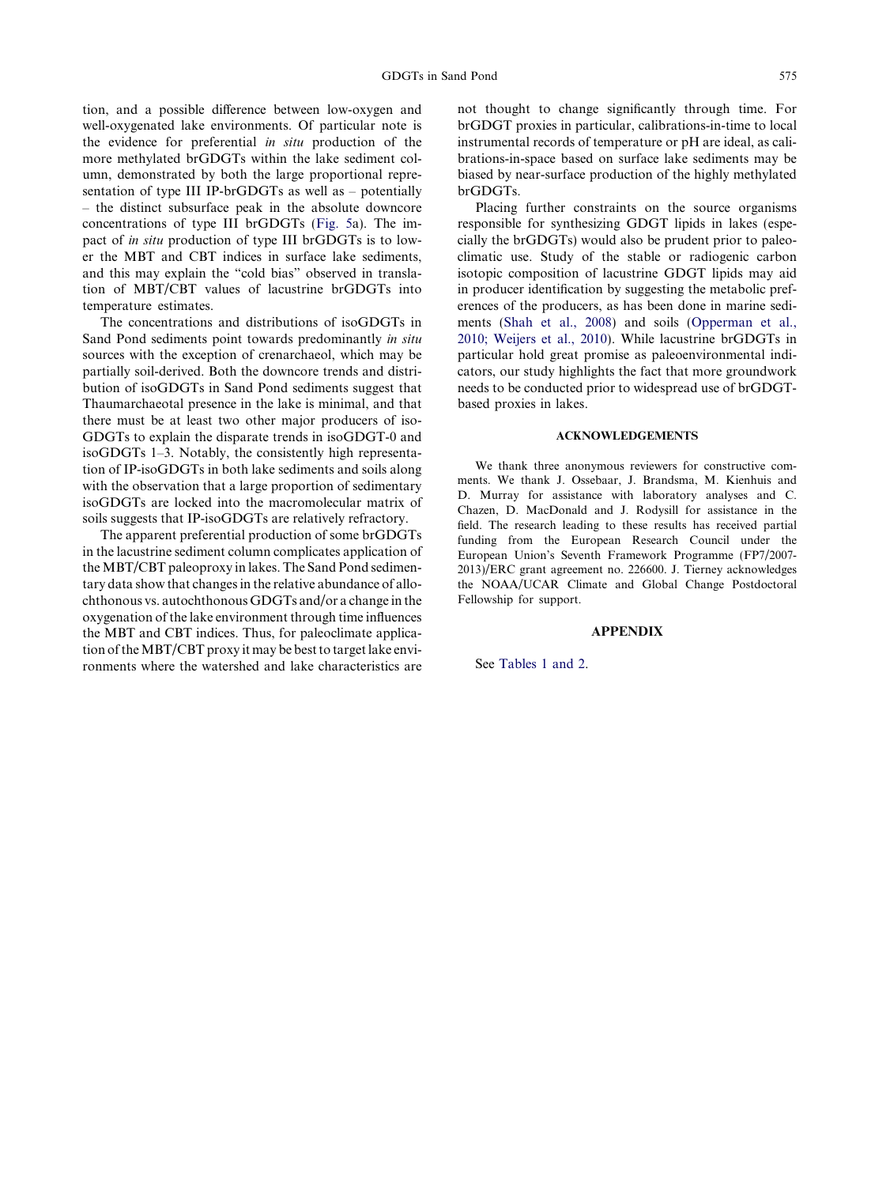tion, and a possible difference between low-oxygen and well-oxygenated lake environments. Of particular note is the evidence for preferential *in situ* production of the more methylated brGDGTs within the lake sediment column, demonstrated by both the large proportional representation of type III IP-brGDGTs as well as – potentially – the distinct subsurface peak in the absolute downcore concentrations of type III brGDGTs (Fig. 5a). The impact of *in situ* production of type III brGDGTs is to lower the MBT and CBT indices in surface lake sediments, and this may explain the "cold bias" observed in translation of MBT/CBT values of lacustrine brGDGTs into temperature estimates.

The concentrations and distributions of isoGDGTs in Sand Pond sediments point towards predominantly *in situ* sources with the exception of crenarchaeol, which may be partially soil-derived. Both the downcore trends and distribution of isoGDGTs in Sand Pond sediments suggest that Thaumarchaeotal presence in the lake is minimal, and that there must be at least two other major producers of isoGDGTs to explain the disparate trends in isoGDGT-0 and isoGDGTs 1–3. Notably, the consistently high representation of IP-isoGDGTs in both lake sediments and soils along with the observation that a large proportion of sedimentary isoGDGTs are locked into the macromolecular matrix of soils suggests that IP-isoGDGTs are relatively refractory.

The apparent preferential production of some brGDGTs in the lacustrine sediment column complicates application of the MBT/CBT paleoproxy in lakes. The Sand Pond sedimentary data show that changes in the relative abundance of allochthonous vs. autochthonous GDGTs and/or a change in the oxygenation of the lake environment through time influences the MBT and CBT indices. Thus, for paleoclimate application of the MBT/CBT proxy it may be best to target lake environments where the watershed and lake characteristics are not thought to change significantly through time. For brGDGT proxies in particular, calibrations-in-time to local instrumental records of temperature or pH are ideal, as calibrations-in-space based on surface lake sediments may be biased by near-surface production of the highly methylated brGDGTs.

Placing further constraints on the source organisms responsible for synthesizing GDGT lipids in lakes (especially the brGDGTs) would also be prudent prior to paleoclimatic use. Study of the stable or radiogenic carbon isotopic composition of lacustrine GDGT lipids may aid in producer identification by suggesting the metabolic preferences of the producers, as has been done in marine sediments (Shah et al., 2008) and soils (Opperman et al., 2010; Weijers et al., 2010). While lacustrine brGDGTs in particular hold great promise as paleoenvironmental indicators, our study highlights the fact that more groundwork needs to be conducted prior to widespread use of brGDGT-based proxies in lakes.

## ACKNOWLEDGEMENTS

We thank three anonymous reviewers for constructive comments. We thank J. Ossebaar, J. Brandsma, M. Kienhuis and D. Murray for assistance with laboratory analyses and C. Chazen, D. MacDonald and J. Rodysill for assistance in the field. The research leading to these results has received partial funding from the European Research Council under the European Union's Seventh Framework Programme (FP7/2007-2013)/ERC grant agreement no. 226600. J. Tierney acknowledges the NOAA/UCAR Climate and Global Change Postdoctoral Fellowship for support.

## APPENDIX

See Tables 1 and 2.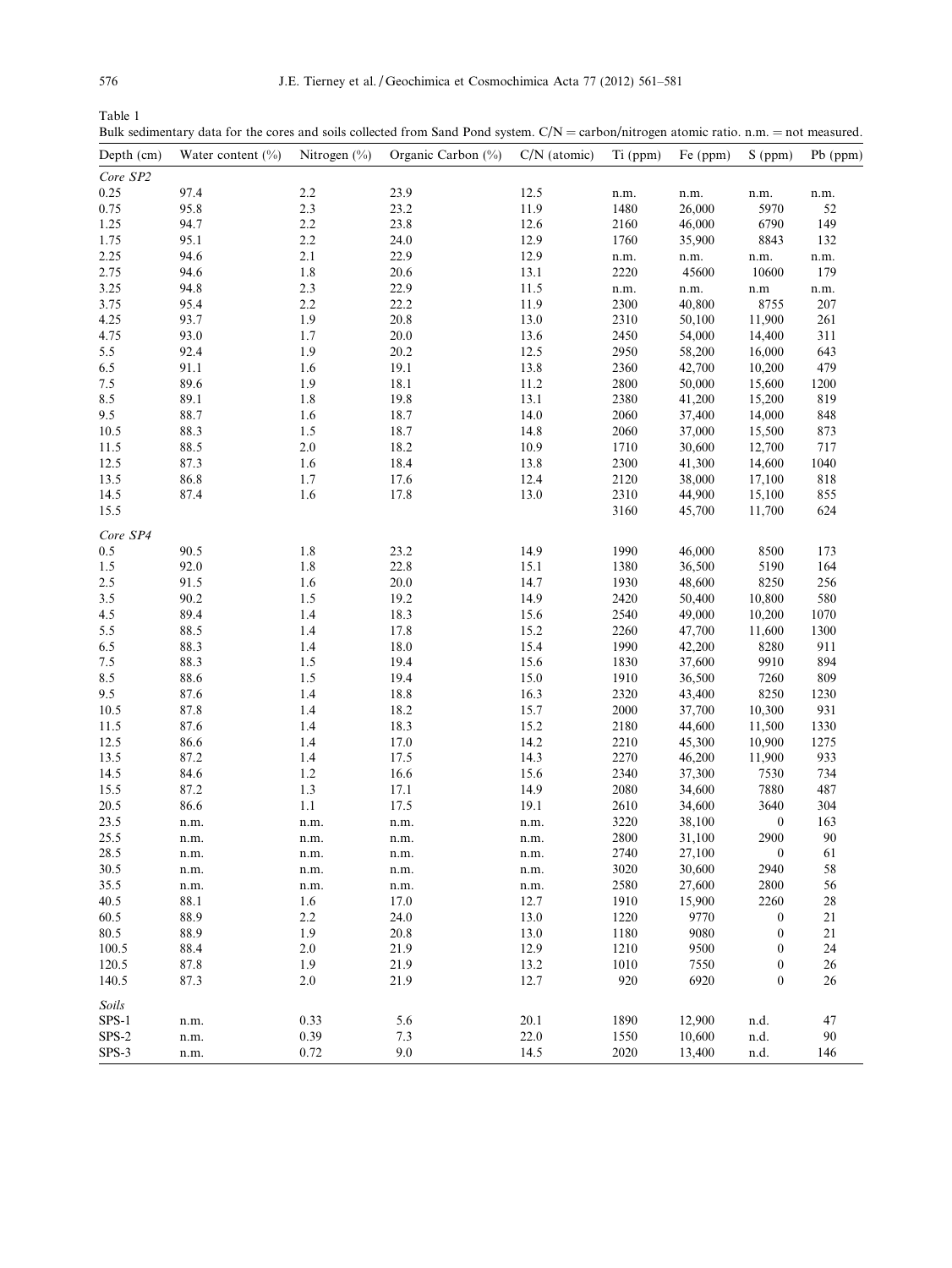Table 1
Bulk sedimentary data for the cores and soils collected from Sand Pond system. C/N = carbon/nitrogen atomic ratio. n.m. = not measured.

| Depth (cm) | Water content (%) | Nitrogen (%) | Organic Carbon (%) | C/N (atomic) | Ti (ppm) | Fe (ppm) | S (ppm) | Pb (ppm) |
|---|---|---|---|---|---|---|---|---|
| *Core SP2* | | | | | | | | |
| 0.25 | 97.4 | 2.2 | 23.9 | 12.5 | n.m. | n.m. | n.m. | n.m. |
| 0.75 | 95.8 | 2.3 | 23.2 | 11.9 | 1480 | 26,000 | 5970 | 52 |
| 1.25 | 94.7 | 2.2 | 23.8 | 12.6 | 2160 | 46,000 | 6790 | 149 |
| 1.75 | 95.1 | 2.2 | 24.0 | 12.9 | 1760 | 35,900 | 8843 | 132 |
| 2.25 | 94.6 | 2.1 | 22.9 | 12.9 | n.m. | n.m. | n.m. | n.m. |
| 2.75 | 94.6 | 1.8 | 20.6 | 13.1 | 2220 | 45600 | 10600 | 179 |
| 3.25 | 94.8 | 2.3 | 22.9 | 11.5 | n.m. | n.m. | n.m | n.m. |
| 3.75 | 95.4 | 2.2 | 22.2 | 11.9 | 2300 | 40,800 | 8755 | 207 |
| 4.25 | 93.7 | 1.9 | 20.8 | 13.0 | 2310 | 50,100 | 11,900 | 261 |
| 4.75 | 93.0 | 1.7 | 20.0 | 13.6 | 2450 | 54,000 | 14,400 | 311 |
| 5.5 | 92.4 | 1.9 | 20.2 | 12.5 | 2950 | 58,200 | 16,000 | 643 |
| 6.5 | 91.1 | 1.6 | 19.1 | 13.8 | 2360 | 42,700 | 10,200 | 479 |
| 7.5 | 89.6 | 1.9 | 18.1 | 11.2 | 2800 | 50,000 | 15,600 | 1200 |
| 8.5 | 89.1 | 1.8 | 19.8 | 13.1 | 2380 | 41,200 | 15,200 | 819 |
| 9.5 | 88.7 | 1.6 | 18.7 | 14.0 | 2060 | 37,400 | 14,000 | 848 |
| 10.5 | 88.3 | 1.5 | 18.7 | 14.8 | 2060 | 37,000 | 15,500 | 873 |
| 11.5 | 88.5 | 2.0 | 18.2 | 10.9 | 1710 | 30,600 | 12,700 | 717 |
| 12.5 | 87.3 | 1.6 | 18.4 | 13.8 | 2300 | 41,300 | 14,600 | 1040 |
| 13.5 | 86.8 | 1.7 | 17.6 | 12.4 | 2120 | 38,000 | 17,100 | 818 |
| 14.5 | 87.4 | 1.6 | 17.8 | 13.0 | 2310 | 44,900 | 15,100 | 855 |
| 15.5 | | | | | 3160 | 45,700 | 11,700 | 624 |
| *Core SP4* | | | | | | | | |
| 0.5 | 90.5 | 1.8 | 23.2 | 14.9 | 1990 | 46,000 | 8500 | 173 |
| 1.5 | 92.0 | 1.8 | 22.8 | 15.1 | 1380 | 36,500 | 5190 | 164 |
| 2.5 | 91.5 | 1.6 | 20.0 | 14.7 | 1930 | 48,600 | 8250 | 256 |
| 3.5 | 90.2 | 1.5 | 19.2 | 14.9 | 2420 | 50,400 | 10,800 | 580 |
| 4.5 | 89.4 | 1.4 | 18.3 | 15.6 | 2540 | 49,000 | 10,200 | 1070 |
| 5.5 | 88.5 | 1.4 | 17.8 | 15.2 | 2260 | 47,700 | 11,600 | 1300 |
| 6.5 | 88.3 | 1.4 | 18.0 | 15.4 | 1990 | 42,200 | 8280 | 911 |
| 7.5 | 88.3 | 1.5 | 19.4 | 15.6 | 1830 | 37,600 | 9910 | 894 |
| 8.5 | 88.6 | 1.5 | 19.4 | 15.0 | 1910 | 36,500 | 7260 | 809 |
| 9.5 | 87.6 | 1.4 | 18.8 | 16.3 | 2320 | 43,400 | 8250 | 1230 |
| 10.5 | 87.8 | 1.4 | 18.2 | 15.7 | 2000 | 37,700 | 10,300 | 931 |
| 11.5 | 87.6 | 1.4 | 18.3 | 15.2 | 2180 | 44,600 | 11,500 | 1330 |
| 12.5 | 86.6 | 1.4 | 17.0 | 14.2 | 2210 | 45,300 | 10,900 | 1275 |
| 13.5 | 87.2 | 1.4 | 17.5 | 14.3 | 2270 | 46,200 | 11,900 | 933 |
| 14.5 | 84.6 | 1.2 | 16.6 | 15.6 | 2340 | 37,300 | 7530 | 734 |
| 15.5 | 87.2 | 1.3 | 17.1 | 14.9 | 2080 | 34,600 | 7880 | 487 |
| 20.5 | 86.6 | 1.1 | 17.5 | 19.1 | 2610 | 34,600 | 3640 | 304 |
| 23.5 | n.m. | n.m. | n.m. | n.m. | 3220 | 38,100 | 0 | 163 |
| 25.5 | n.m. | n.m. | n.m. | n.m. | 2800 | 31,100 | 2900 | 90 |
| 28.5 | n.m. | n.m. | n.m. | n.m. | 2740 | 27,100 | 0 | 61 |
| 30.5 | n.m. | n.m. | n.m. | n.m. | 3020 | 30,600 | 2940 | 58 |
| 35.5 | n.m. | n.m. | n.m. | n.m. | 2580 | 27,600 | 2800 | 56 |
| 40.5 | 88.1 | 1.6 | 17.0 | 12.7 | 1910 | 15,900 | 2260 | 28 |
| 60.5 | 88.9 | 2.2 | 24.0 | 13.0 | 1220 | 9770 | 0 | 21 |
| 80.5 | 88.9 | 1.9 | 20.8 | 13.0 | 1180 | 9080 | 0 | 21 |
| 100.5 | 88.4 | 2.0 | 21.9 | 12.9 | 1210 | 9500 | 0 | 24 |
| 120.5 | 87.8 | 1.9 | 21.9 | 13.2 | 1010 | 7550 | 0 | 26 |
| 140.5 | 87.3 | 2.0 | 21.9 | 12.7 | 920 | 6920 | 0 | 26 |
| *Soils* | | | | | | | | |
| SPS-1 | n.m. | 0.33 | 5.6 | 20.1 | 1890 | 12,900 | n.d. | 47 |
| SPS-2 | n.m. | 0.39 | 7.3 | 22.0 | 1550 | 10,600 | n.d. | 90 |
| SPS-3 | n.m. | 0.72 | 9.0 | 14.5 | 2020 | 13,400 | n.d. | 146 |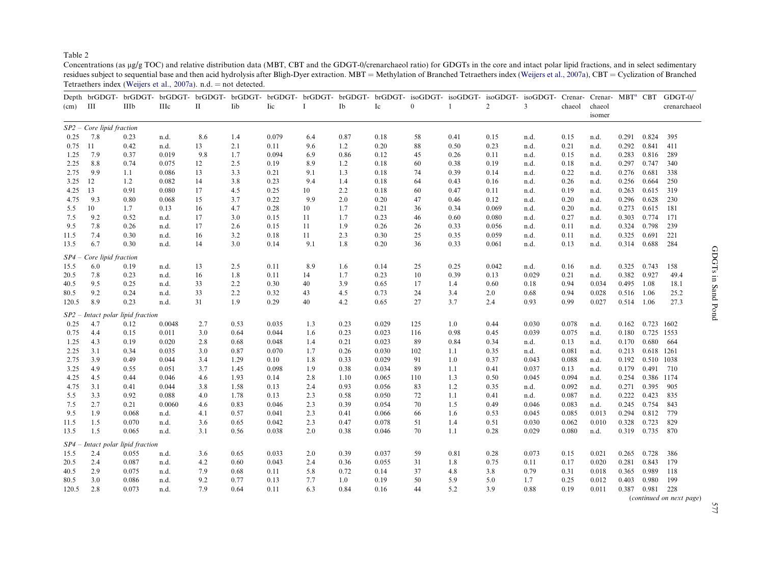Table 2

Concentrations (as μg/g TOC) and relative distribution data (MBT, CBT and the GDGT-0/crenarchaeol ratio) for GDGTs in the core and intact polar lipid fractions, and in select sedimentary residues subject to sequential base and then acid hydrolysis after Bligh-Dyer extraction. MBT = Methylation of Branched Tetraethers index (Weijers et al., 2007a), CBT = Cyclization of Branched Tetraethers index (Weijers et al., 2007a). n.d. = not detected.

| Depth (cm) | brGDGT-III | brGDGT-IIIb | brGDGT-IIIc | brGDGT-II | brGDGT-IIb | brGDGT-IIc | brGDGT-I | brGDGT-Ib | brGDGT-Ic | isoGDGT-0 | isoGDGT-1 | isoGDGT-2 | isoGDGT-3 | Crenarchaeol | Crenarchaeol isomer | MBT[a] | CBT | GDGT-0/crenarchaeol |
|---|---|---|---|---|---|---|---|---|---|---|---|---|---|---|---|---|---|---|
| *SP2 – Core lipid fraction* | | | | | | | | | | | | | | | | | | |
| 0.25 | 7.8 | 0.23 | n.d. | 8.6 | 1.4 | 0.079 | 6.4 | 0.87 | 0.18 | 58 | 0.41 | 0.15 | n.d. | 0.15 | n.d. | 0.291 | 0.824 | 395 |
| 0.75 | 11 | 0.42 | n.d. | 13 | 2.1 | 0.11 | 9.6 | 1.2 | 0.20 | 88 | 0.50 | 0.23 | n.d. | 0.21 | n.d. | 0.292 | 0.841 | 411 |
| 1.25 | 7.9 | 0.37 | 0.019 | 9.8 | 1.7 | 0.094 | 6.9 | 0.86 | 0.12 | 45 | 0.26 | 0.11 | n.d. | 0.15 | n.d. | 0.283 | 0.816 | 289 |
| 2.25 | 8.8 | 0.74 | 0.075 | 12 | 2.5 | 0.19 | 8.9 | 1.2 | 0.18 | 60 | 0.38 | 0.19 | n.d. | 0.18 | n.d. | 0.297 | 0.747 | 340 |
| 2.75 | 9.9 | 1.1 | 0.086 | 13 | 3.3 | 0.21 | 9.1 | 1.3 | 0.18 | 74 | 0.39 | 0.14 | n.d. | 0.22 | n.d. | 0.276 | 0.681 | 338 |
| 3.25 | 12 | 1.2 | 0.082 | 14 | 3.8 | 0.23 | 9.4 | 1.4 | 0.18 | 64 | 0.43 | 0.16 | n.d. | 0.26 | n.d. | 0.256 | 0.664 | 250 |
| 4.25 | 13 | 0.91 | 0.080 | 17 | 4.5 | 0.25 | 10 | 2.2 | 0.18 | 60 | 0.47 | 0.11 | n.d. | 0.19 | n.d. | 0.263 | 0.615 | 319 |
| 4.75 | 9.3 | 0.80 | 0.068 | 15 | 3.7 | 0.22 | 9.9 | 2.0 | 0.20 | 47 | 0.46 | 0.12 | n.d. | 0.20 | n.d. | 0.296 | 0.628 | 230 |
| 5.5 | 10 | 1.7 | 0.13 | 16 | 4.7 | 0.28 | 10 | 1.7 | 0.21 | 36 | 0.34 | 0.069 | n.d. | 0.20 | n.d. | 0.273 | 0.615 | 181 |
| 7.5 | 9.2 | 0.52 | n.d. | 17 | 3.0 | 0.15 | 11 | 1.7 | 0.23 | 46 | 0.60 | 0.080 | n.d. | 0.27 | n.d. | 0.303 | 0.774 | 171 |
| 9.5 | 7.8 | 0.26 | n.d. | 17 | 2.6 | 0.15 | 11 | 1.9 | 0.26 | 26 | 0.33 | 0.056 | n.d. | 0.11 | n.d. | 0.324 | 0.798 | 239 |
| 11.5 | 7.4 | 0.30 | n.d. | 16 | 3.2 | 0.18 | 11 | 2.3 | 0.30 | 25 | 0.35 | 0.059 | n.d. | 0.11 | n.d. | 0.325 | 0.691 | 221 |
| 13.5 | 6.7 | 0.30 | n.d. | 14 | 3.0 | 0.14 | 9.1 | 1.8 | 0.20 | 36 | 0.33 | 0.061 | n.d. | 0.13 | n.d. | 0.314 | 0.688 | 284 |
| *SP4 – Core lipid fraction* | | | | | | | | | | | | | | | | | | |
| 15.5 | 6.0 | 0.19 | n.d. | 13 | 2.5 | 0.11 | 8.9 | 1.6 | 0.14 | 25 | 0.25 | 0.042 | n.d. | 0.16 | n.d. | 0.325 | 0.743 | 158 |
| 20.5 | 7.8 | 0.23 | n.d. | 16 | 1.8 | 0.11 | 14 | 1.7 | 0.23 | 10 | 0.39 | 0.13 | 0.029 | 0.21 | n.d. | 0.382 | 0.927 | 49.4 |
| 40.5 | 9.5 | 0.25 | n.d. | 33 | 2.2 | 0.30 | 40 | 3.9 | 0.65 | 17 | 1.4 | 0.60 | 0.18 | 0.94 | 0.034 | 0.495 | 1.08 | 18.1 |
| 80.5 | 9.2 | 0.24 | n.d. | 33 | 2.2 | 0.32 | 43 | 4.5 | 0.73 | 24 | 3.4 | 2.0 | 0.68 | 0.94 | 0.028 | 0.516 | 1.06 | 25.2 |
| 120.5 | 8.9 | 0.23 | n.d. | 31 | 1.9 | 0.29 | 40 | 4.2 | 0.65 | 27 | 3.7 | 2.4 | 0.93 | 0.99 | 0.027 | 0.514 | 1.06 | 27.3 |
| *SP2 – Intact polar lipid fraction* | | | | | | | | | | | | | | | | | | |
| 0.25 | 4.7 | 0.12 | 0.0048 | 2.7 | 0.53 | 0.035 | 1.3 | 0.23 | 0.029 | 125 | 1.0 | 0.44 | 0.030 | 0.078 | n.d. | 0.162 | 0.723 | 1602 |
| 0.75 | 4.4 | 0.15 | 0.011 | 3.0 | 0.64 | 0.044 | 1.6 | 0.23 | 0.023 | 116 | 0.98 | 0.45 | 0.039 | 0.075 | n.d. | 0.180 | 0.725 | 1553 |
| 1.25 | 4.3 | 0.19 | 0.020 | 2.8 | 0.68 | 0.048 | 1.4 | 0.21 | 0.023 | 89 | 0.84 | 0.34 | n.d. | 0.13 | n.d. | 0.170 | 0.680 | 664 |
| 2.25 | 3.1 | 0.34 | 0.035 | 3.0 | 0.87 | 0.070 | 1.7 | 0.26 | 0.030 | 102 | 1.1 | 0.35 | n.d. | 0.081 | n.d. | 0.213 | 0.618 | 1261 |
| 2.75 | 3.9 | 0.49 | 0.044 | 3.4 | 1.29 | 0.10 | 1.8 | 0.33 | 0.029 | 91 | 1.0 | 0.37 | 0.043 | 0.088 | n.d. | 0.192 | 0.510 | 1038 |
| 3.25 | 4.9 | 0.55 | 0.051 | 3.7 | 1.45 | 0.098 | 1.9 | 0.38 | 0.034 | 89 | 1.1 | 0.41 | 0.037 | 0.13 | n.d. | 0.179 | 0.491 | 710 |
| 4.25 | 4.5 | 0.44 | 0.046 | 4.6 | 1.93 | 0.14 | 2.8 | 1.10 | 0.065 | 110 | 1.3 | 0.50 | 0.045 | 0.094 | n.d. | 0.254 | 0.386 | 1174 |
| 4.75 | 3.1 | 0.41 | 0.044 | 3.8 | 1.58 | 0.13 | 2.4 | 0.93 | 0.056 | 83 | 1.2 | 0.35 | n.d. | 0.092 | n.d. | 0.271 | 0.395 | 905 |
| 5.5 | 3.3 | 0.92 | 0.088 | 4.0 | 1.78 | 0.13 | 2.3 | 0.58 | 0.050 | 72 | 1.1 | 0.41 | n.d. | 0.087 | n.d. | 0.222 | 0.423 | 835 |
| 7.5 | 2.7 | 0.21 | 0.0060 | 4.6 | 0.83 | 0.046 | 2.3 | 0.39 | 0.054 | 70 | 1.5 | 0.49 | 0.046 | 0.083 | n.d. | 0.245 | 0.754 | 843 |
| 9.5 | 1.9 | 0.068 | n.d. | 4.1 | 0.57 | 0.041 | 2.3 | 0.41 | 0.066 | 66 | 1.6 | 0.53 | 0.045 | 0.085 | 0.013 | 0.294 | 0.812 | 779 |
| 11.5 | 1.5 | 0.070 | n.d. | 3.6 | 0.65 | 0.042 | 2.3 | 0.47 | 0.078 | 51 | 1.4 | 0.51 | 0.030 | 0.062 | 0.010 | 0.328 | 0.723 | 829 |
| 13.5 | 1.5 | 0.065 | n.d. | 3.1 | 0.56 | 0.038 | 2.0 | 0.38 | 0.046 | 70 | 1.1 | 0.28 | 0.029 | 0.080 | n.d. | 0.319 | 0.735 | 870 |
| *SP4 – Intact polar lipid fraction* | | | | | | | | | | | | | | | | | | |
| 15.5 | 2.4 | 0.055 | n.d. | 3.6 | 0.65 | 0.033 | 2.0 | 0.39 | 0.037 | 59 | 0.81 | 0.28 | 0.073 | 0.15 | 0.021 | 0.265 | 0.728 | 386 |
| 20.5 | 2.4 | 0.087 | n.d. | 4.2 | 0.60 | 0.043 | 2.4 | 0.36 | 0.055 | 31 | 1.8 | 0.75 | 0.11 | 0.17 | 0.020 | 0.281 | 0.843 | 179 |
| 40.5 | 2.9 | 0.075 | n.d. | 7.9 | 0.68 | 0.11 | 5.8 | 0.72 | 0.14 | 37 | 4.8 | 3.8 | 0.79 | 0.31 | 0.018 | 0.365 | 0.989 | 118 |
| 80.5 | 3.0 | 0.086 | n.d. | 9.2 | 0.77 | 0.13 | 7.7 | 1.0 | 0.19 | 50 | 5.9 | 5.0 | 1.7 | 0.25 | 0.012 | 0.403 | 0.980 | 199 |
| 120.5 | 2.8 | 0.073 | n.d. | 7.9 | 0.64 | 0.11 | 6.3 | 0.84 | 0.16 | 44 | 5.2 | 3.9 | 0.88 | 0.19 | 0.011 | 0.387 | 0.981 | 228 |

(*continued on next page*)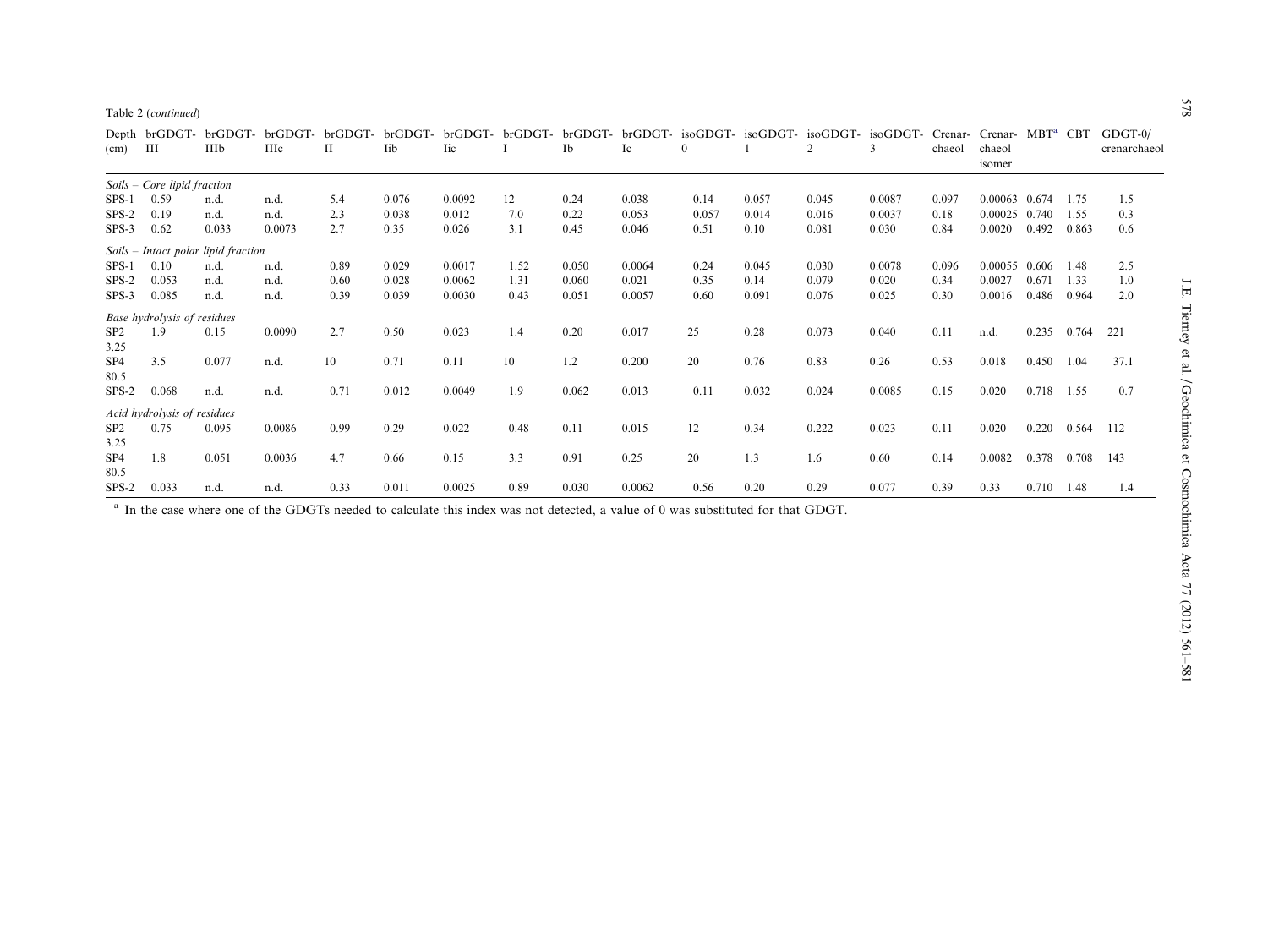Table 2 (*continued*)

| Depth (cm) | brGDGT-III | brGDGT-IIIb | brGDGT-IIIc | brGDGT-II | brGDGT-Iib | brGDGT-Iic | brGDGT-I | brGDGT-Ib | brGDGT-Ic | isoGDGT-0 | isoGDGT-1 | isoGDGT-2 | isoGDGT-3 | Crenarchaeol | Crenarchaeol isomer | MBT[a] | CBT | GDGT-0/crenarchaeol |
|---|---|---|---|---|---|---|---|---|---|---|---|---|---|---|---|---|---|---|
| *Soils – Core lipid fraction* | | | | | | | | | | | | | | | | | | |
| SPS-1 | 0.59 | n.d. | n.d. | 5.4 | 0.076 | 0.0092 | 12 | 0.24 | 0.038 | 0.14 | 0.057 | 0.045 | 0.0087 | 0.097 | 0.00063 | 0.674 | 1.75 | 1.5 |
| SPS-2 | 0.19 | n.d. | n.d. | 2.3 | 0.038 | 0.012 | 7.0 | 0.22 | 0.053 | 0.057 | 0.014 | 0.016 | 0.0037 | 0.18 | 0.00025 | 0.740 | 1.55 | 0.3 |
| SPS-3 | 0.62 | 0.033 | 0.0073 | 2.7 | 0.35 | 0.026 | 3.1 | 0.45 | 0.046 | 0.51 | 0.10 | 0.081 | 0.030 | 0.84 | 0.0020 | 0.492 | 0.863 | 0.6 |
| *Soils – Intact polar lipid fraction* | | | | | | | | | | | | | | | | | | |
| SPS-1 | 0.10 | n.d. | n.d. | 0.89 | 0.029 | 0.0017 | 1.52 | 0.050 | 0.0064 | 0.24 | 0.045 | 0.030 | 0.0078 | 0.096 | 0.00055 | 0.606 | 1.48 | 2.5 |
| SPS-2 | 0.053 | n.d. | n.d. | 0.60 | 0.028 | 0.0062 | 1.31 | 0.060 | 0.021 | 0.35 | 0.14 | 0.079 | 0.020 | 0.34 | 0.0027 | 0.671 | 1.33 | 1.0 |
| SPS-3 | 0.085 | n.d. | n.d. | 0.39 | 0.039 | 0.0030 | 0.43 | 0.051 | 0.0057 | 0.60 | 0.091 | 0.076 | 0.025 | 0.30 | 0.0016 | 0.486 | 0.964 | 2.0 |
| *Base hydrolysis of residues* | | | | | | | | | | | | | | | | | | |
| SP2 3.25 | 1.9 | 0.15 | 0.0090 | 2.7 | 0.50 | 0.023 | 1.4 | 0.20 | 0.017 | 25 | 0.28 | 0.073 | 0.040 | 0.11 | n.d. | 0.235 | 0.764 | 221 |
| SP4 80.5 | 3.5 | 0.077 | n.d. | 10 | 0.71 | 0.11 | 10 | 1.2 | 0.200 | 20 | 0.76 | 0.83 | 0.26 | 0.53 | 0.018 | 0.450 | 1.04 | 37.1 |
| SPS-2 | 0.068 | n.d. | n.d. | 0.71 | 0.012 | 0.0049 | 1.9 | 0.062 | 0.013 | 0.11 | 0.032 | 0.024 | 0.0085 | 0.15 | 0.020 | 0.718 | 1.55 | 0.7 |
| *Acid hydrolysis of residues* | | | | | | | | | | | | | | | | | | |
| SP2 3.25 | 0.75 | 0.095 | 0.0086 | 0.99 | 0.29 | 0.022 | 0.48 | 0.11 | 0.015 | 12 | 0.34 | 0.222 | 0.023 | 0.11 | 0.020 | 0.220 | 0.564 | 112 |
| SP4 80.5 | 1.8 | 0.051 | 0.0036 | 4.7 | 0.66 | 0.15 | 3.3 | 0.91 | 0.25 | 20 | 1.3 | 1.6 | 0.60 | 0.14 | 0.0082 | 0.378 | 0.708 | 143 |
| SPS-2 | 0.033 | n.d. | n.d. | 0.33 | 0.011 | 0.0025 | 0.89 | 0.030 | 0.0062 | 0.56 | 0.20 | 0.29 | 0.077 | 0.39 | 0.33 | 0.710 | 1.48 | 1.4 |

[a] In the case where one of the GDGTs needed to calculate this index was not detected, a value of 0 was substituted for that GDGT.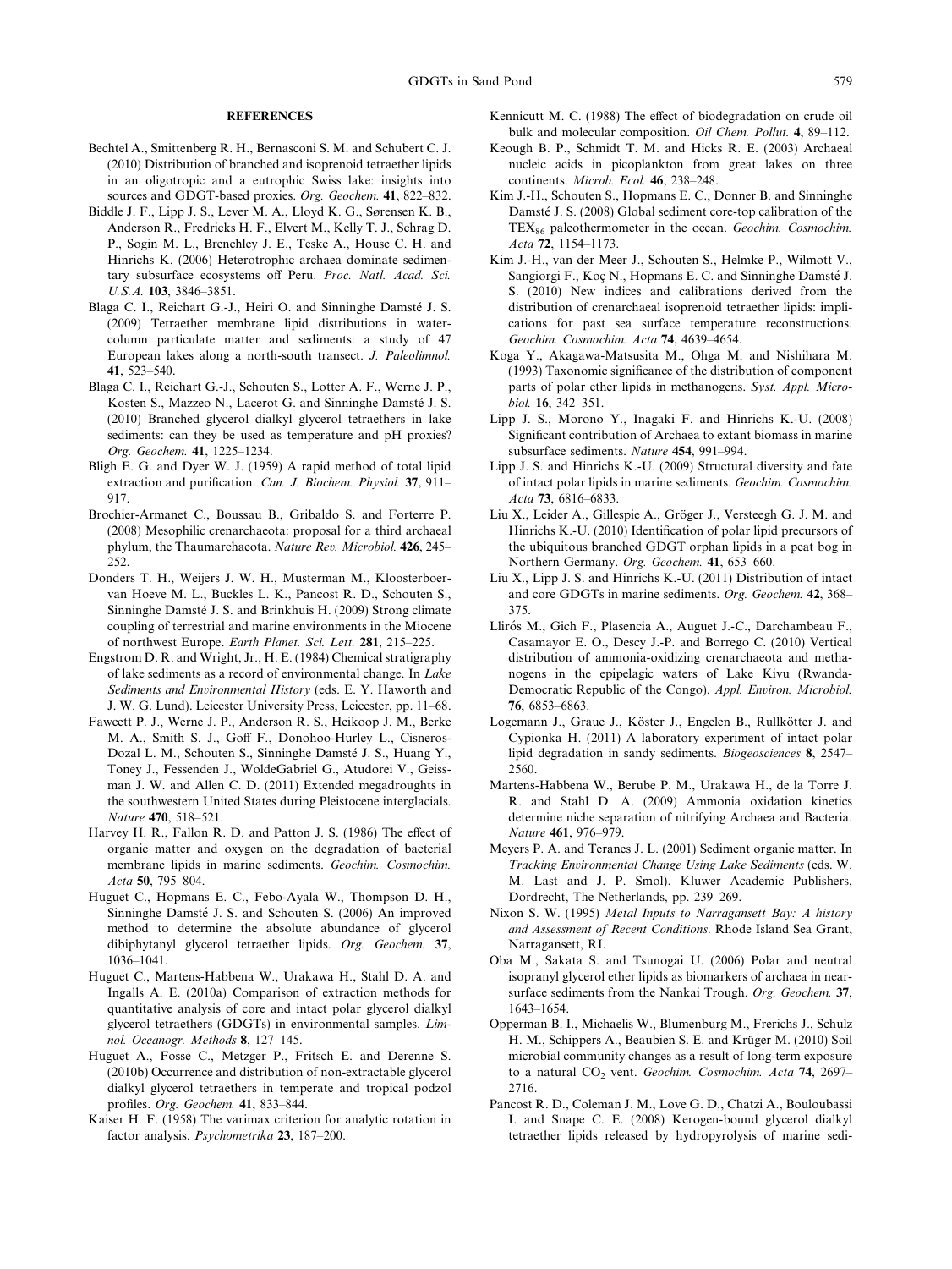## REFERENCES

Bechtel A., Smittenberg R. H., Bernasconi S. M. and Schubert C. J. (2010) Distribution of branched and isoprenoid tetraether lipids in an oligotropic and a eutrophic Swiss lake: insights into sources and GDGT-based proxies. *Org. Geochem.* **41**, 822–832.

Biddle J. F., Lipp J. S., Lever M. A., Lloyd K. G., Sørensen K. B., Anderson R., Fredricks H. F., Elvert M., Kelly T. J., Schrag D. P., Sogin M. L., Brenchley J. E., Teske A., House C. H. and Hinrichs K. (2006) Heterotrophic archaea dominate sedimentary subsurface ecosystems off Peru. *Proc. Natl. Acad. Sci. U.S.A.* **103**, 3846–3851.

Blaga C. I., Reichart G.-J., Heiri O. and Sinninghe Damsté J. S. (2009) Tetraether membrane lipid distributions in water-column particulate matter and sediments: a study of 47 European lakes along a north-south transect. *J. Paleolimnol.* **41**, 523–540.

Blaga C. I., Reichart G.-J., Schouten S., Lotter A. F., Werne J. P., Kosten S., Mazzeo N., Lacerot G. and Sinninghe Damsté J. S. (2010) Branched glycerol dialkyl glycerol tetraethers in lake sediments: can they be used as temperature and pH proxies? *Org. Geochem.* **41**, 1225–1234.

Bligh E. G. and Dyer W. J. (1959) A rapid method of total lipid extraction and purification. *Can. J. Biochem. Physiol.* **37**, 911–917.

Brochier-Armanet C., Boussau B., Gribaldo S. and Forterre P. (2008) Mesophilic crenarchaeota: proposal for a third archaeal phylum, the Thaumarchaeota. *Nature Rev. Microbiol.* **426**, 245–252.

Donders T. H., Weijers J. W. H., Musterman M., Kloosterboer-van Hoeve M. L., Buckles L. K., Pancost R. D., Schouten S., Sinninghe Damsté J. S. and Brinkhuis H. (2009) Strong climate coupling of terrestrial and marine environments in the Miocene of northwest Europe. *Earth Planet. Sci. Lett.* **281**, 215–225.

Engstrom D. R. and Wright, Jr., H. E. (1984) Chemical stratigraphy of lake sediments as a record of environmental change. In *Lake Sediments and Environmental History* (eds. E. Y. Haworth and J. W. G. Lund). Leicester University Press, Leicester, pp. 11–68.

Fawcett P. J., Werne J. P., Anderson R. S., Heikoop J. M., Berke M. A., Smith S. J., Goff F., Donohoo-Hurley L., Cisneros-Dozal L. M., Schouten S., Sinninghe Damsté J. S., Huang Y., Toney J., Fessenden J., WoldeGabriel G., Atudorei V., Geissman J. W. and Allen C. D. (2011) Extended megadroughts in the southwestern United States during Pleistocene interglacials. *Nature* **470**, 518–521.

Harvey H. R., Fallon R. D. and Patton J. S. (1986) The effect of organic matter and oxygen on the degradation of bacterial membrane lipids in marine sediments. *Geochim. Cosmochim. Acta* **50**, 795–804.

Huguet C., Hopmans E. C., Febo-Ayala W., Thompson D. H., Sinninghe Damsté J. S. and Schouten S. (2006) An improved method to determine the absolute abundance of glycerol dibiphytanyl glycerol tetraether lipids. *Org. Geochem.* **37**, 1036–1041.

Huguet C., Martens-Habbena W., Urakawa H., Stahl D. A. and Ingalls A. E. (2010a) Comparison of extraction methods for quantitative analysis of core and intact polar glycerol dialkyl glycerol tetraethers (GDGTs) in environmental samples. *Limnol. Oceanogr. Methods* **8**, 127–145.

Huguet A., Fosse C., Metzger P., Fritsch E. and Derenne S. (2010b) Occurrence and distribution of non-extractable glycerol dialkyl glycerol tetraethers in temperate and tropical podzol profiles. *Org. Geochem.* **41**, 833–844.

Kaiser H. F. (1958) The varimax criterion for analytic rotation in factor analysis. *Psychometrika* **23**, 187–200.

Kennicutt M. C. (1988) The effect of biodegradation on crude oil bulk and molecular composition. *Oil Chem. Pollut.* **4**, 89–112.

Keough B. P., Schmidt T. M. and Hicks R. E. (2003) Archaeal nucleic acids in picoplankton from great lakes on three continents. *Microb. Ecol.* **46**, 238–248.

Kim J.-H., Schouten S., Hopmans E. C., Donner B. and Sinninghe Damsté J. S. (2008) Global sediment core-top calibration of the $TEX_{86}$ paleothermometer in the ocean. *Geochim. Cosmochim. Acta* **72**, 1154–1173.

Kim J.-H., van der Meer J., Schouten S., Helmke P., Wilmott V., Sangiorgi F., Koç N., Hopmans E. C. and Sinninghe Damsté J. S. (2010) New indices and calibrations derived from the distribution of crenarchaeal isoprenoid tetraether lipids: implications for past sea surface temperature reconstructions. *Geochim. Cosmochim. Acta* **74**, 4639–4654.

Koga Y., Akagawa-Matsusita M., Ohga M. and Nishihara M. (1993) Taxonomic significance of the distribution of component parts of polar ether lipids in methanogens. *Syst. Appl. Microbiol.* **16**, 342–351.

Lipp J. S., Morono Y., Inagaki F. and Hinrichs K.-U. (2008) Significant contribution of Archaea to extant biomass in marine subsurface sediments. *Nature* **454**, 991–994.

Lipp J. S. and Hinrichs K.-U. (2009) Structural diversity and fate of intact polar lipids in marine sediments. *Geochim. Cosmochim. Acta* **73**, 6816–6833.

Liu X., Leider A., Gillespie A., Gröger J., Versteegh G. J. M. and Hinrichs K.-U. (2010) Identification of polar lipid precursors of the ubiquitous branched GDGT orphan lipids in a peat bog in Northern Germany. *Org. Geochem.* **41**, 653–660.

Liu X., Lipp J. S. and Hinrichs K.-U. (2011) Distribution of intact and core GDGTs in marine sediments. *Org. Geochem.* **42**, 368–375.

Llirós M., Gich F., Plasencia A., Auguet J.-C., Darchambeau F., Casamayor E. O., Descy J.-P. and Borrego C. (2010) Vertical distribution of ammonia-oxidizing crenarchaeota and methanogens in the epipelagic waters of Lake Kivu (Rwanda-Democratic Republic of the Congo). *Appl. Environ. Microbiol.* **76**, 6853–6863.

Logemann J., Graue J., Köster J., Engelen B., Rullkötter J. and Cypionka H. (2011) A laboratory experiment of intact polar lipid degradation in sandy sediments. *Biogeosciences* **8**, 2547–2560.

Martens-Habbena W., Berube P. M., Urakawa H., de la Torre J. R. and Stahl D. A. (2009) Ammonia oxidation kinetics determine niche separation of nitrifying Archaea and Bacteria. *Nature* **461**, 976–979.

Meyers P. A. and Teranes J. L. (2001) Sediment organic matter. In *Tracking Environmental Change Using Lake Sediments* (eds. W. M. Last and J. P. Smol). Kluwer Academic Publishers, Dordrecht, The Netherlands, pp. 239–269.

Nixon S. W. (1995) *Metal Inputs to Narragansett Bay: A history and Assessment of Recent Conditions*. Rhode Island Sea Grant, Narragansett, RI.

Oba M., Sakata S. and Tsunogai U. (2006) Polar and neutral isopranyl glycerol ether lipids as biomarkers of archaea in near-surface sediments from the Nankai Trough. *Org. Geochem.* **37**, 1643–1654.

Opperman B. I., Michaelis W., Blumenburg M., Frerichs J., Schulz H. M., Schippers A., Beaubien S. E. and Krüger M. (2010) Soil microbial community changes as a result of long-term exposure to a natural $CO_2$ vent. *Geochim. Cosmochim. Acta* **74**, 2697–2716.

Pancost R. D., Coleman J. M., Love G. D., Chatzi A., Bouloubassi I. and Snape C. E. (2008) Kerogen-bound glycerol dialkyl tetraether lipids released by hydropyrolysis of marine sedi-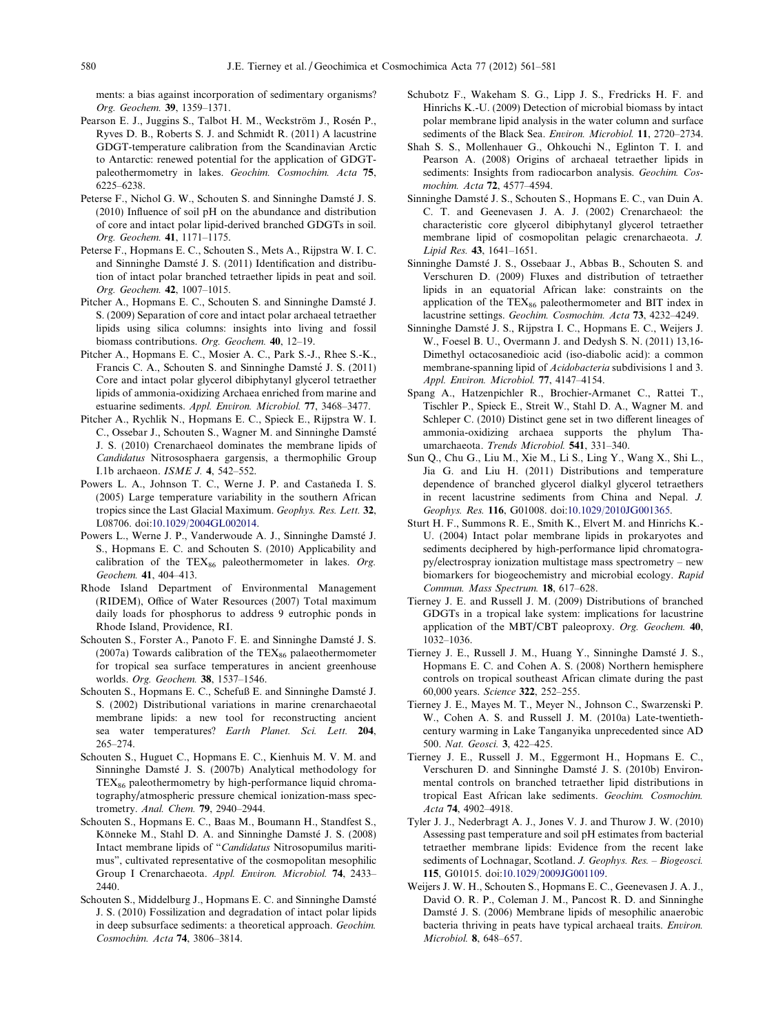ments: a bias against incorporation of sedimentary organisms? *Org. Geochem.* **39**, 1359–1371.

Pearson E. J., Juggins S., Talbot H. M., Weckström J., Rosén P., Ryves D. B., Roberts S. J. and Schmidt R. (2011) A lacustrine GDGT-temperature calibration from the Scandinavian Arctic to Antarctic: renewed potential for the application of GDGT-paleothermometry in lakes. *Geochim. Cosmochim. Acta* **75**, 6225–6238.

Peterse F., Nichol G. W., Schouten S. and Sinninghe Damsté J. S. (2010) Influence of soil pH on the abundance and distribution of core and intact polar lipid-derived branched GDGTs in soil. *Org. Geochem.* **41**, 1171–1175.

Peterse F., Hopmans E. C., Schouten S., Mets A., Rijpstra W. I. C. and Sinninghe Damsté J. S. (2011) Identification and distribution of intact polar branched tetraether lipids in peat and soil. *Org. Geochem.* **42**, 1007–1015.

Pitcher A., Hopmans E. C., Schouten S. and Sinninghe Damsté J. S. (2009) Separation of core and intact polar archaeal tetraether lipids using silica columns: insights into living and fossil biomass contributions. *Org. Geochem.* **40**, 12–19.

Pitcher A., Hopmans E. C., Mosier A. C., Park S.-J., Rhee S.-K., Francis C. A., Schouten S. and Sinninghe Damsté J. S. (2011) Core and intact polar glycerol dibiphytanyl glycerol tetraether lipids of ammonia-oxidizing Archaea enriched from marine and estuarine sediments. *Appl. Environ. Microbiol.* **77**, 3468–3477.

Pitcher A., Rychlik N., Hopmans E. C., Spieck E., Rijpstra W. I. C., Ossebar J., Schouten S., Wagner M. and Sinninghe Damsté J. S. (2010) Crenarchaeol dominates the membrane lipids of *Candidatus* Nitrososphaera gargensis, a thermophilic Group I.1b archaeon. *ISME J.* **4**, 542–552.

Powers L. A., Johnson T. C., Werne J. P. and Castañeda I. S. (2005) Large temperature variability in the southern African tropics since the Last Glacial Maximum. *Geophys. Res. Lett.* **32**, L08706. doi:10.1029/2004GL002014.

Powers L., Werne J. P., Vanderwoude A. J., Sinninghe Damsté J. S., Hopmans E. C. and Schouten S. (2010) Applicability and calibration of the $TEX_{86}$ paleothermometer in lakes. *Org. Geochem.* **41**, 404–413.

Rhode Island Department of Environmental Management (RIDEM), Office of Water Resources (2007) Total maximum daily loads for phosphorus to address 9 eutrophic ponds in Rhode Island, Providence, RI.

Schouten S., Forster A., Panoto F. E. and Sinninghe Damsté J. S. (2007a) Towards calibration of the $TEX_{86}$ palaeothermometer for tropical sea surface temperatures in ancient greenhouse worlds. *Org. Geochem.* **38**, 1537–1546.

Schouten S., Hopmans E. C., Schefuß E. and Sinninghe Damsté J. S. (2002) Distributional variations in marine crenarchaeotal membrane lipids: a new tool for reconstructing ancient sea water temperatures? *Earth Planet. Sci. Lett.* **204**, 265–274.

Schouten S., Huguet C., Hopmans E. C., Kienhuis M. V. M. and Sinninghe Damsté J. S. (2007b) Analytical methodology for $TEX_{86}$ paleothermometry by high-performance liquid chromatography/atmospheric pressure chemical ionization-mass spectrometry. *Anal. Chem.* **79**, 2940–2944.

Schouten S., Hopmans E. C., Baas M., Boumann H., Standfest S., Könneke M., Stahl D. A. and Sinninghe Damsté J. S. (2008) Intact membrane lipids of "*Candidatus* Nitrosopumilus maritimus", cultivated representative of the cosmopolitan mesophilic Group I Crenarchaeota. *Appl. Environ. Microbiol.* **74**, 2433–2440.

Schouten S., Middelburg J., Hopmans E. C. and Sinninghe Damsté J. S. (2010) Fossilization and degradation of intact polar lipids in deep subsurface sediments: a theoretical approach. *Geochim. Cosmochim. Acta* **74**, 3806–3814.

Schubotz F., Wakeham S. G., Lipp J. S., Fredricks H. F. and Hinrichs K.-U. (2009) Detection of microbial biomass by intact polar membrane lipid analysis in the water column and surface sediments of the Black Sea. *Environ. Microbiol.* **11**, 2720–2734.

Shah S. S., Mollenhauer G., Ohkouchi N., Eglinton T. I. and Pearson A. (2008) Origins of archaeal tetraether lipids in sediments: Insights from radiocarbon analysis. *Geochim. Cosmochim. Acta* **72**, 4577–4594.

Sinninghe Damsté J. S., Schouten S., Hopmans E. C., van Duin A. C. T. and Geenevasen J. A. J. (2002) Crenarchaeol: the characteristic core glycerol dibiphytanyl glycerol tetraether membrane lipid of cosmopolitan pelagic crenarchaeota. *J. Lipid Res.* **43**, 1641–1651.

Sinninghe Damsté J. S., Ossebaar J., Abbas B., Schouten S. and Verschuren D. (2009) Fluxes and distribution of tetraether lipids in an equatorial African lake: constraints on the application of the $TEX_{86}$ paleothermometer and BIT index in lacustrine settings. *Geochim. Cosmochim. Acta* **73**, 4232–4249.

Sinninghe Damsté J. S., Rijpstra I. C., Hopmans E. C., Weijers J. W., Foesel B. U., Overmann J. and Dedysh S. N. (2011) 13,16-Dimethyl octacosanedioic acid (iso-diabolic acid): a common membrane-spanning lipid of *Acidobacteria* subdivisions 1 and 3. *Appl. Environ. Microbiol.* **77**, 4147–4154.

Spang A., Hatzenpichler R., Brochier-Armanet C., Rattei T., Tischler P., Spieck E., Streit W., Stahl D. A., Wagner M. and Schleper C. (2010) Distinct gene set in two different lineages of ammonia-oxidizing archaea supports the phylum Thaumarchaeota. *Trends Microbiol.* **541**, 331–340.

Sun Q., Chu G., Liu M., Xie M., Li S., Ling Y., Wang X., Shi L., Jia G. and Liu H. (2011) Distributions and temperature dependence of branched glycerol dialkyl glycerol tetraethers in recent lacustrine sediments from China and Nepal. *J. Geophys. Res.* **116**, G01008. doi:10.1029/2010JG001365.

Sturt H. F., Summons R. E., Smith K., Elvert M. and Hinrichs K.-U. (2004) Intact polar membrane lipids in prokaryotes and sediments deciphered by high-performance lipid chromatography/electrospray ionization multistage mass spectrometry – new biomarkers for biogeochemistry and microbial ecology. *Rapid Commun. Mass Spectrum.* **18**, 617–628.

Tierney J. E. and Russell J. M. (2009) Distributions of branched GDGTs in a tropical lake system: implications for lacustrine application of the MBT/CBT paleoproxy. *Org. Geochem.* **40**, 1032–1036.

Tierney J. E., Russell J. M., Huang Y., Sinninghe Damsté J. S., Hopmans E. C. and Cohen A. S. (2008) Northern hemisphere controls on tropical southeast African climate during the past 60,000 years. *Science* **322**, 252–255.

Tierney J. E., Mayes M. T., Meyer N., Johnson C., Swarzenski P. W., Cohen A. S. and Russell J. M. (2010a) Late-twentieth-century warming in Lake Tanganyika unprecedented since AD 500. *Nat. Geosci.* **3**, 422–425.

Tierney J. E., Russell J. M., Eggermont H., Hopmans E. C., Verschuren D. and Sinninghe Damsté J. S. (2010b) Environmental controls on branched tetraether lipid distributions in tropical East African lake sediments. *Geochim. Cosmochim. Acta* **74**, 4902–4918.

Tyler J. J., Nederbragt A. J., Jones V. J. and Thurow J. W. (2010) Assessing past temperature and soil pH estimates from bacterial tetraether membrane lipids: Evidence from the recent lake sediments of Lochnagar, Scotland. *J. Geophys. Res. – Biogeosci.* **115**, G01015. doi:10.1029/2009JG001109.

Weijers J. W. H., Schouten S., Hopmans E. C., Geenevasen J. A. J., David O. R. P., Coleman J. M., Pancost R. D. and Sinninghe Damsté J. S. (2006) Membrane lipids of mesophilic anaerobic bacteria thriving in peats have typical archaeal traits. *Environ. Microbiol.* **8**, 648–657.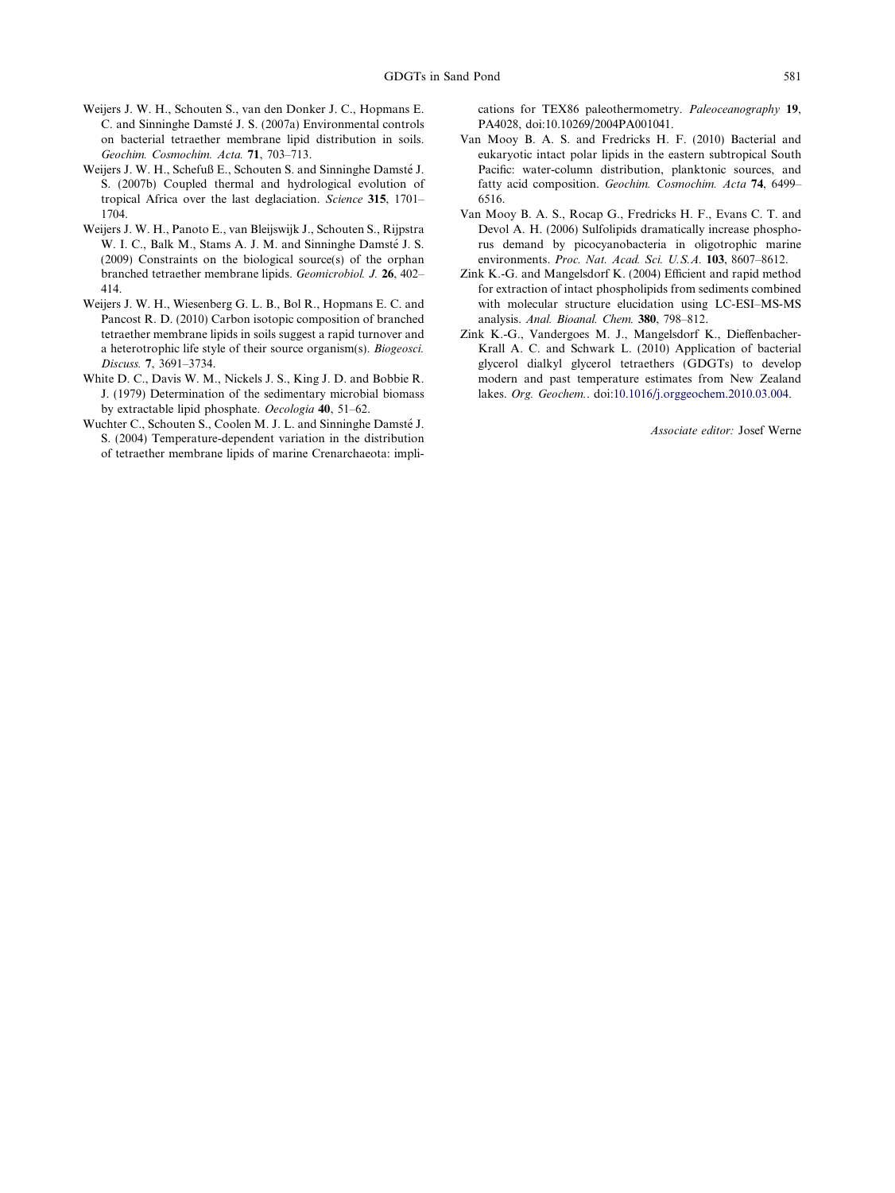Weijers J. W. H., Schouten S., van den Donker J. C., Hopmans E. C. and Sinninghe Damsté J. S. (2007a) Environmental controls on bacterial tetraether membrane lipid distribution in soils. *Geochim. Cosmochim. Acta.* **71**, 703–713.

Weijers J. W. H., Schefuß E., Schouten S. and Sinninghe Damsté J. S. (2007b) Coupled thermal and hydrological evolution of tropical Africa over the last deglaciation. *Science* **315**, 1701–1704.

Weijers J. W. H., Panoto E., van Bleijswijk J., Schouten S., Rijpstra W. I. C., Balk M., Stams A. J. M. and Sinninghe Damsté J. S. (2009) Constraints on the biological source(s) of the orphan branched tetraether membrane lipids. *Geomicrobiol. J.* **26**, 402–414.

Weijers J. W. H., Wiesenberg G. L. B., Bol R., Hopmans E. C. and Pancost R. D. (2010) Carbon isotopic composition of branched tetraether membrane lipids in soils suggest a rapid turnover and a heterotrophic life style of their source organism(s). *Biogeosci. Discuss.* **7**, 3691–3734.

White D. C., Davis W. M., Nickels J. S., King J. D. and Bobbie R. J. (1979) Determination of the sedimentary microbial biomass by extractable lipid phosphate. *Oecologia* **40**, 51–62.

Wuchter C., Schouten S., Coolen M. J. L. and Sinninghe Damsté J. S. (2004) Temperature-dependent variation in the distribution of tetraether membrane lipids of marine Crenarchaeota: implications for TEX86 paleothermometry. *Paleoceanography* **19**, PA4028, doi:10.10269/2004PA001041.

Van Mooy B. A. S. and Fredricks H. F. (2010) Bacterial and eukaryotic intact polar lipids in the eastern subtropical South Pacific: water-column distribution, planktonic sources, and fatty acid composition. *Geochim. Cosmochim. Acta* **74**, 6499–6516.

Van Mooy B. A. S., Rocap G., Fredricks H. F., Evans C. T. and Devol A. H. (2006) Sulfolipids dramatically increase phosphorus demand by picocyanobacteria in oligotrophic marine environments. *Proc. Nat. Acad. Sci. U.S.A.* **103**, 8607–8612.

Zink K.-G. and Mangelsdorf K. (2004) Efficient and rapid method for extraction of intact phospholipids from sediments combined with molecular structure elucidation using LC-ESI–MS-MS analysis. *Anal. Bioanal. Chem.* **380**, 798–812.

Zink K.-G., Vandergoes M. J., Mangelsdorf K., Dieffenbacher-Krall A. C. and Schwark L. (2010) Application of bacterial glycerol dialkyl glycerol tetraethers (GDGTs) to develop modern and past temperature estimates from New Zealand lakes. *Org. Geochem.*. doi:10.1016/j.orggeochem.2010.03.004.

*Associate editor:* Josef Werne